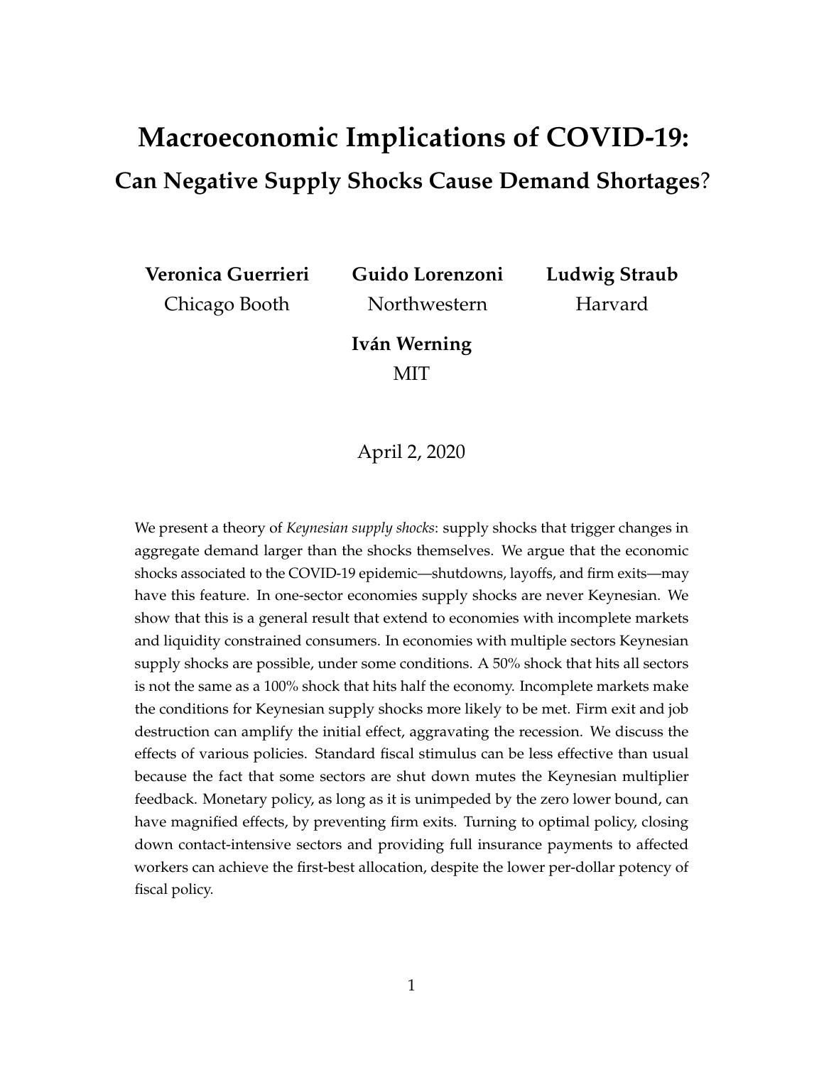# Macroeconomic Implications of COVID-19:

## Can Negative Supply Shocks Cause Demand Shortages?

**Veronica Guerrieri**
Chicago Booth

**Guido Lorenzoni**
Northwestern

**Ludwig Straub**
Harvard

**Iván Werning**
MIT

April 2, 2020

We present a theory of *Keynesian supply shocks*: supply shocks that trigger changes in aggregate demand larger than the shocks themselves. We argue that the economic shocks associated to the COVID-19 epidemic—shutdowns, layoffs, and firm exits—may have this feature. In one-sector economies supply shocks are never Keynesian. We show that this is a general result that extend to economies with incomplete markets and liquidity constrained consumers. In economies with multiple sectors Keynesian supply shocks are possible, under some conditions. A 50% shock that hits all sectors is not the same as a 100% shock that hits half the economy. Incomplete markets make the conditions for Keynesian supply shocks more likely to be met. Firm exit and job destruction can amplify the initial effect, aggravating the recession. We discuss the effects of various policies. Standard fiscal stimulus can be less effective than usual because the fact that some sectors are shut down mutes the Keynesian multiplier feedback. Monetary policy, as long as it is unimpeded by the zero lower bound, can have magnified effects, by preventing firm exits. Turning to optimal policy, closing down contact-intensive sectors and providing full insurance payments to affected workers can achieve the first-best allocation, despite the lower per-dollar potency of fiscal policy.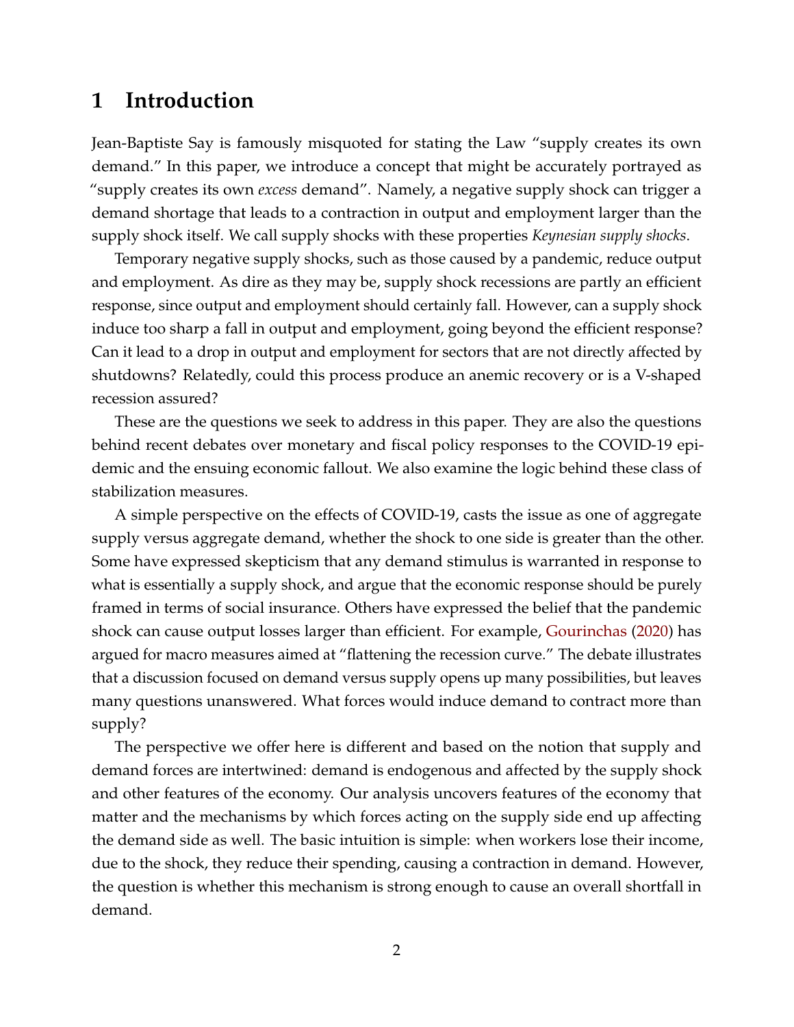# 1 Introduction

Jean-Baptiste Say is famously misquoted for stating the Law "supply creates its own demand." In this paper, we introduce a concept that might be accurately portrayed as "supply creates its own *excess* demand". Namely, a negative supply shock can trigger a demand shortage that leads to a contraction in output and employment larger than the supply shock itself. We call supply shocks with these properties *Keynesian supply shocks*.

Temporary negative supply shocks, such as those caused by a pandemic, reduce output and employment. As dire as they may be, supply shock recessions are partly an efficient response, since output and employment should certainly fall. However, can a supply shock induce too sharp a fall in output and employment, going beyond the efficient response? Can it lead to a drop in output and employment for sectors that are not directly affected by shutdowns? Relatedly, could this process produce an anemic recovery or is a V-shaped recession assured?

These are the questions we seek to address in this paper. They are also the questions behind recent debates over monetary and fiscal policy responses to the COVID-19 epidemic and the ensuing economic fallout. We also examine the logic behind these class of stabilization measures.

A simple perspective on the effects of COVID-19, casts the issue as one of aggregate supply versus aggregate demand, whether the shock to one side is greater than the other. Some have expressed skepticism that any demand stimulus is warranted in response to what is essentially a supply shock, and argue that the economic response should be purely framed in terms of social insurance. Others have expressed the belief that the pandemic shock can cause output losses larger than efficient. For example, Gourinchas (2020) has argued for macro measures aimed at "flattening the recession curve." The debate illustrates that a discussion focused on demand versus supply opens up many possibilities, but leaves many questions unanswered. What forces would induce demand to contract more than supply?

The perspective we offer here is different and based on the notion that supply and demand forces are intertwined: demand is endogenous and affected by the supply shock and other features of the economy. Our analysis uncovers features of the economy that matter and the mechanisms by which forces acting on the supply side end up affecting the demand side as well. The basic intuition is simple: when workers lose their income, due to the shock, they reduce their spending, causing a contraction in demand. However, the question is whether this mechanism is strong enough to cause an overall shortfall in demand.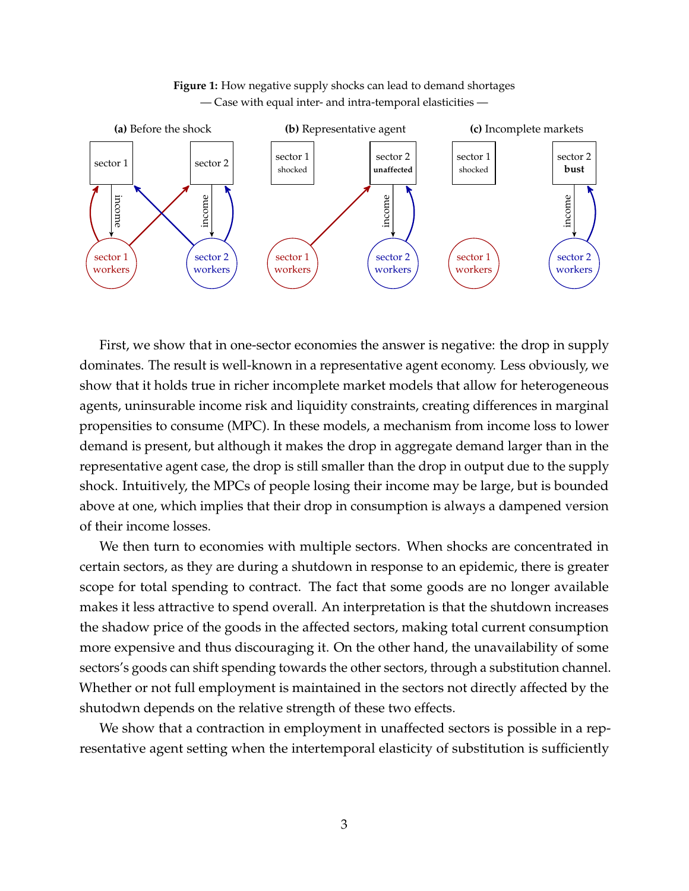**Figure 1:** How negative supply shocks can lead to demand shortages
— Case with equal inter- and intra-temporal elasticities —

First, we show that in one-sector economies the answer is negative: the drop in supply dominates. The result is well-known in a representative agent economy. Less obviously, we show that it holds true in richer incomplete market models that allow for heterogeneous agents, uninsurable income risk and liquidity constraints, creating differences in marginal propensities to consume (MPC). In these models, a mechanism from income loss to lower demand is present, but although it makes the drop in aggregate demand larger than in the representative agent case, the drop is still smaller than the drop in output due to the supply shock. Intuitively, the MPCs of people losing their income may be large, but is bounded above at one, which implies that their drop in consumption is always a dampened version of their income losses.

We then turn to economies with multiple sectors. When shocks are concentrated in certain sectors, as they are during a shutdown in response to an epidemic, there is greater scope for total spending to contract. The fact that some goods are no longer available makes it less attractive to spend overall. An interpretation is that the shutdown increases the shadow price of the goods in the affected sectors, making total current consumption more expensive and thus discouraging it. On the other hand, the unavailability of some sectors's goods can shift spending towards the other sectors, through a substitution channel. Whether or not full employment is maintained in the sectors not directly affected by the shutodwn depends on the relative strength of these two effects.

We show that a contraction in employment in unaffected sectors is possible in a representative agent setting when the intertemporal elasticity of substitution is sufficiently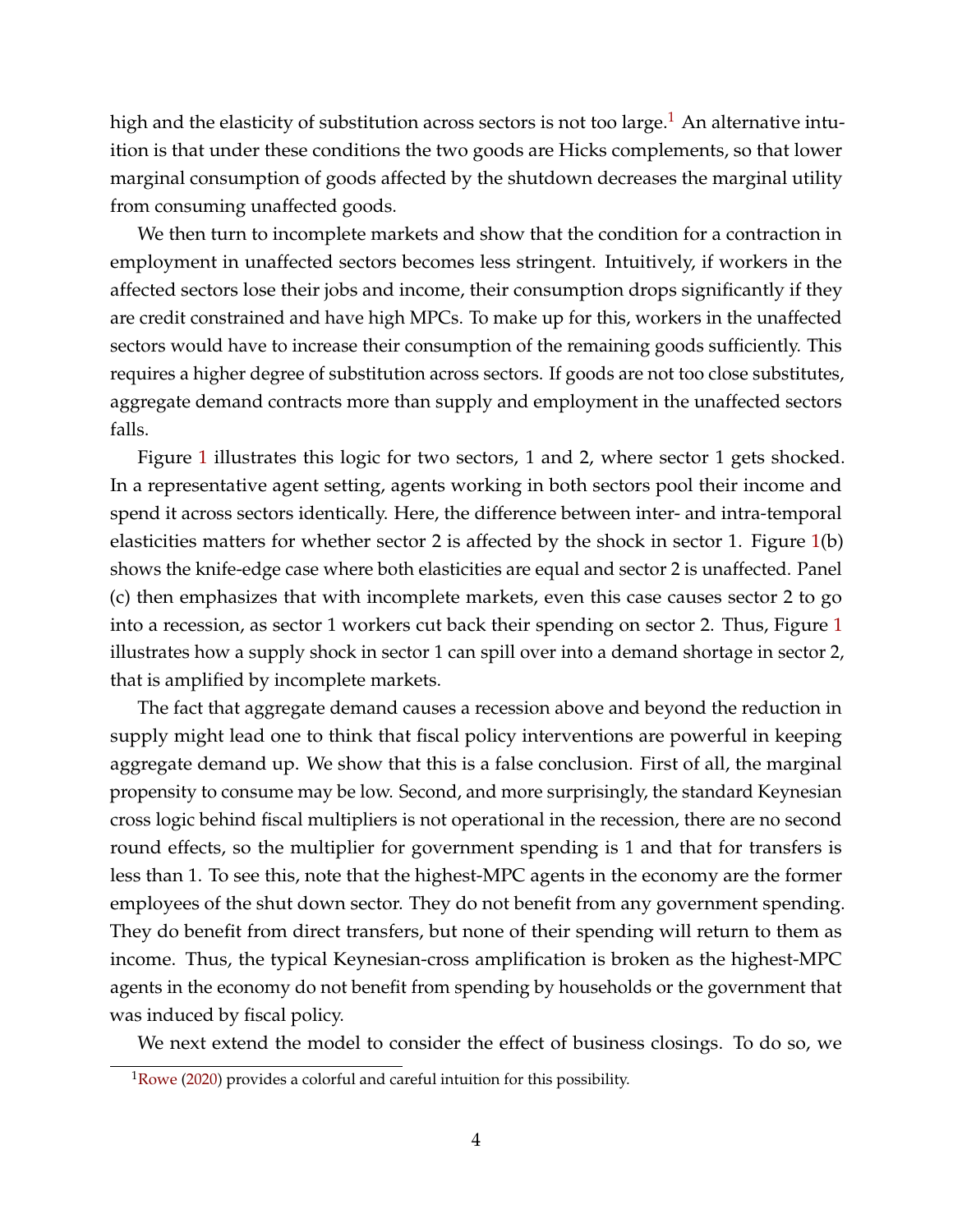high and the elasticity of substitution across sectors is not too large.[1] An alternative intuition is that under these conditions the two goods are Hicks complements, so that lower marginal consumption of goods affected by the shutdown decreases the marginal utility from consuming unaffected goods.

We then turn to incomplete markets and show that the condition for a contraction in employment in unaffected sectors becomes less stringent. Intuitively, if workers in the affected sectors lose their jobs and income, their consumption drops significantly if they are credit constrained and have high MPCs. To make up for this, workers in the unaffected sectors would have to increase their consumption of the remaining goods sufficiently. This requires a higher degree of substitution across sectors. If goods are not too close substitutes, aggregate demand contracts more than supply and employment in the unaffected sectors falls.

Figure 1 illustrates this logic for two sectors, 1 and 2, where sector 1 gets shocked. In a representative agent setting, agents working in both sectors pool their income and spend it across sectors identically. Here, the difference between inter- and intra-temporal elasticities matters for whether sector 2 is affected by the shock in sector 1. Figure 1(b) shows the knife-edge case where both elasticities are equal and sector 2 is unaffected. Panel (c) then emphasizes that with incomplete markets, even this case causes sector 2 to go into a recession, as sector 1 workers cut back their spending on sector 2. Thus, Figure 1 illustrates how a supply shock in sector 1 can spill over into a demand shortage in sector 2, that is amplified by incomplete markets.

The fact that aggregate demand causes a recession above and beyond the reduction in supply might lead one to think that fiscal policy interventions are powerful in keeping aggregate demand up. We show that this is a false conclusion. First of all, the marginal propensity to consume may be low. Second, and more surprisingly, the standard Keynesian cross logic behind fiscal multipliers is not operational in the recession, there are no second round effects, so the multiplier for government spending is 1 and that for transfers is less than 1. To see this, note that the highest-MPC agents in the economy are the former employees of the shut down sector. They do not benefit from any government spending. They do benefit from direct transfers, but none of their spending will return to them as income. Thus, the typical Keynesian-cross amplification is broken as the highest-MPC agents in the economy do not benefit from spending by households or the government that was induced by fiscal policy.

We next extend the model to consider the effect of business closings. To do so, we

[1] Rowe (2020) provides a colorful and careful intuition for this possibility.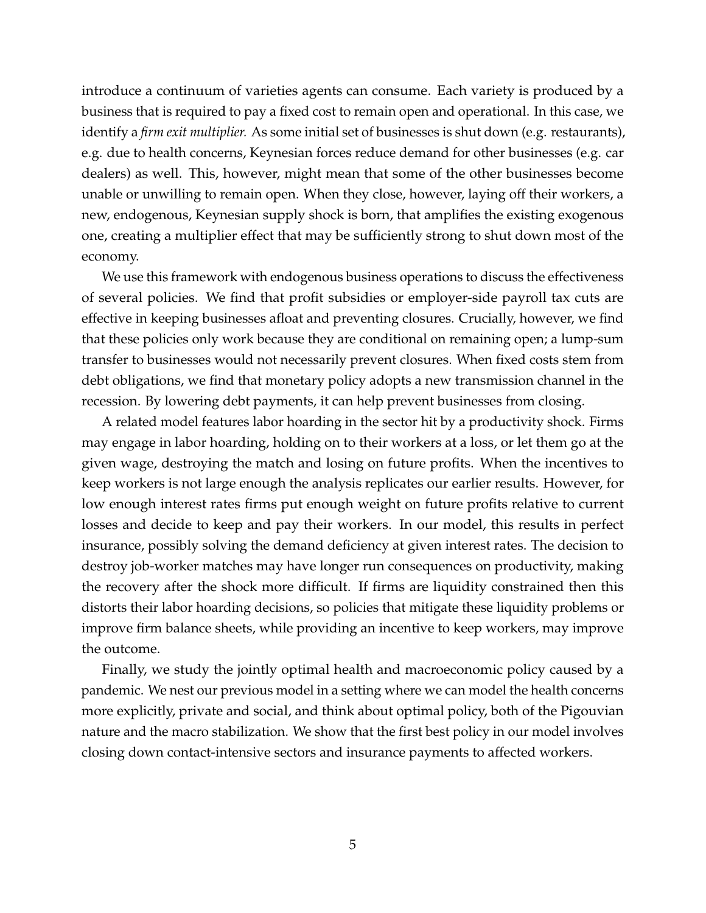introduce a continuum of varieties agents can consume. Each variety is produced by a business that is required to pay a fixed cost to remain open and operational. In this case, we identify a *firm exit multiplier.* As some initial set of businesses is shut down (e.g. restaurants), e.g. due to health concerns, Keynesian forces reduce demand for other businesses (e.g. car dealers) as well. This, however, might mean that some of the other businesses become unable or unwilling to remain open. When they close, however, laying off their workers, a new, endogenous, Keynesian supply shock is born, that amplifies the existing exogenous one, creating a multiplier effect that may be sufficiently strong to shut down most of the economy.

We use this framework with endogenous business operations to discuss the effectiveness of several policies. We find that profit subsidies or employer-side payroll tax cuts are effective in keeping businesses afloat and preventing closures. Crucially, however, we find that these policies only work because they are conditional on remaining open; a lump-sum transfer to businesses would not necessarily prevent closures. When fixed costs stem from debt obligations, we find that monetary policy adopts a new transmission channel in the recession. By lowering debt payments, it can help prevent businesses from closing.

A related model features labor hoarding in the sector hit by a productivity shock. Firms may engage in labor hoarding, holding on to their workers at a loss, or let them go at the given wage, destroying the match and losing on future profits. When the incentives to keep workers is not large enough the analysis replicates our earlier results. However, for low enough interest rates firms put enough weight on future profits relative to current losses and decide to keep and pay their workers. In our model, this results in perfect insurance, possibly solving the demand deficiency at given interest rates. The decision to destroy job-worker matches may have longer run consequences on productivity, making the recovery after the shock more difficult. If firms are liquidity constrained then this distorts their labor hoarding decisions, so policies that mitigate these liquidity problems or improve firm balance sheets, while providing an incentive to keep workers, may improve the outcome.

Finally, we study the jointly optimal health and macroeconomic policy caused by a pandemic. We nest our previous model in a setting where we can model the health concerns more explicitly, private and social, and think about optimal policy, both of the Pigouvian nature and the macro stabilization. We show that the first best policy in our model involves closing down contact-intensive sectors and insurance payments to affected workers.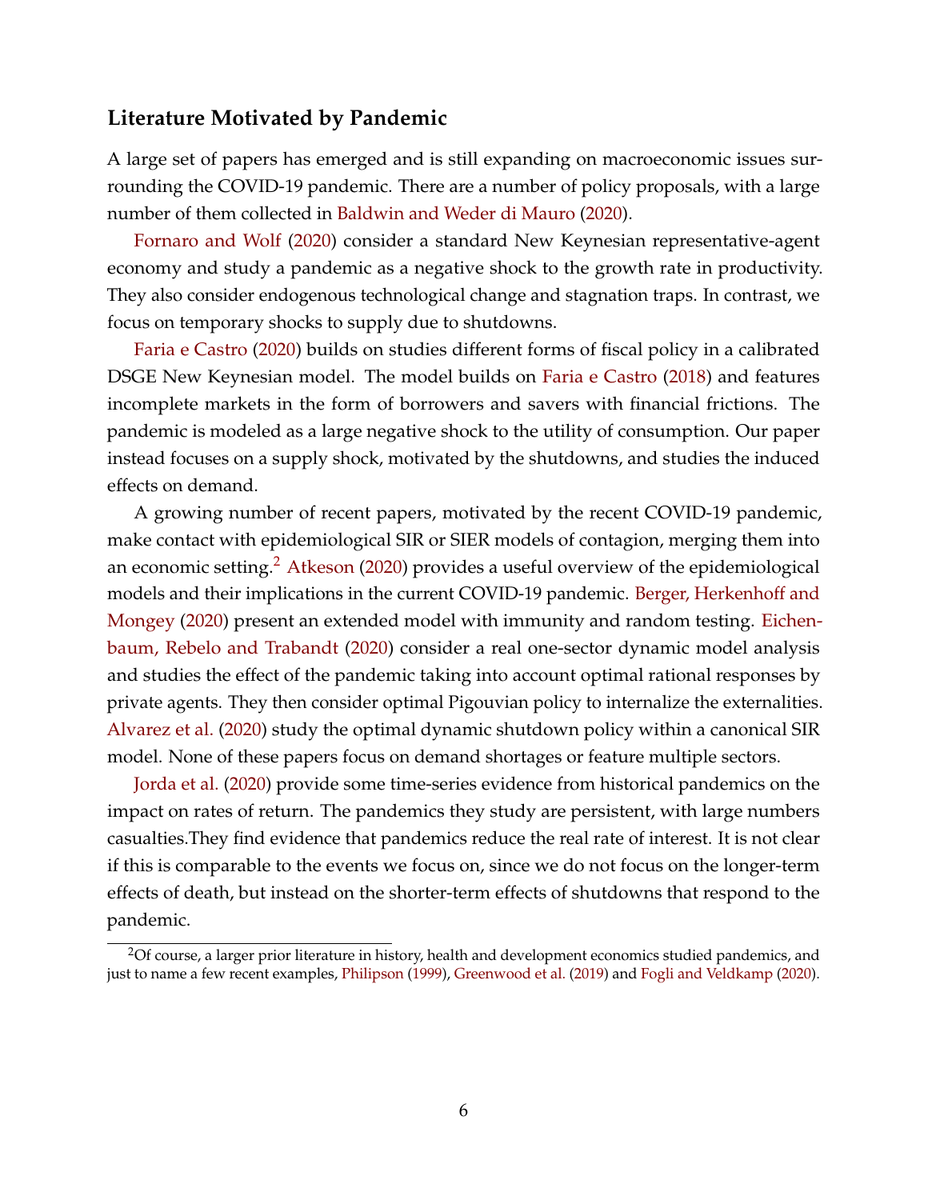### Literature Motivated by Pandemic

A large set of papers has emerged and is still expanding on macroeconomic issues surrounding the COVID-19 pandemic. There are a number of policy proposals, with a large number of them collected in Baldwin and Weder di Mauro (2020).

Fornaro and Wolf (2020) consider a standard New Keynesian representative-agent economy and study a pandemic as a negative shock to the growth rate in productivity. They also consider endogenous technological change and stagnation traps. In contrast, we focus on temporary shocks to supply due to shutdowns.

Faria e Castro (2020) builds on studies different forms of fiscal policy in a calibrated DSGE New Keynesian model. The model builds on Faria e Castro (2018) and features incomplete markets in the form of borrowers and savers with financial frictions. The pandemic is modeled as a large negative shock to the utility of consumption. Our paper instead focuses on a supply shock, motivated by the shutdowns, and studies the induced effects on demand.

A growing number of recent papers, motivated by the recent COVID-19 pandemic, make contact with epidemiological SIR or SIER models of contagion, merging them into an economic setting.[2] Atkeson (2020) provides a useful overview of the epidemiological models and their implications in the current COVID-19 pandemic. Berger, Herkenhoff and Mongey (2020) present an extended model with immunity and random testing. Eichenbaum, Rebelo and Trabandt (2020) consider a real one-sector dynamic model analysis and studies the effect of the pandemic taking into account optimal rational responses by private agents. They then consider optimal Pigouvian policy to internalize the externalities. Alvarez et al. (2020) study the optimal dynamic shutdown policy within a canonical SIR model. None of these papers focus on demand shortages or feature multiple sectors.

Jorda et al. (2020) provide some time-series evidence from historical pandemics on the impact on rates of return. The pandemics they study are persistent, with large numbers casualties.They find evidence that pandemics reduce the real rate of interest. It is not clear if this is comparable to the events we focus on, since we do not focus on the longer-term effects of death, but instead on the shorter-term effects of shutdowns that respond to the pandemic.

[2] Of course, a larger prior literature in history, health and development economics studied pandemics, and just to name a few recent examples, Philipson (1999), Greenwood et al. (2019) and Fogli and Veldkamp (2020).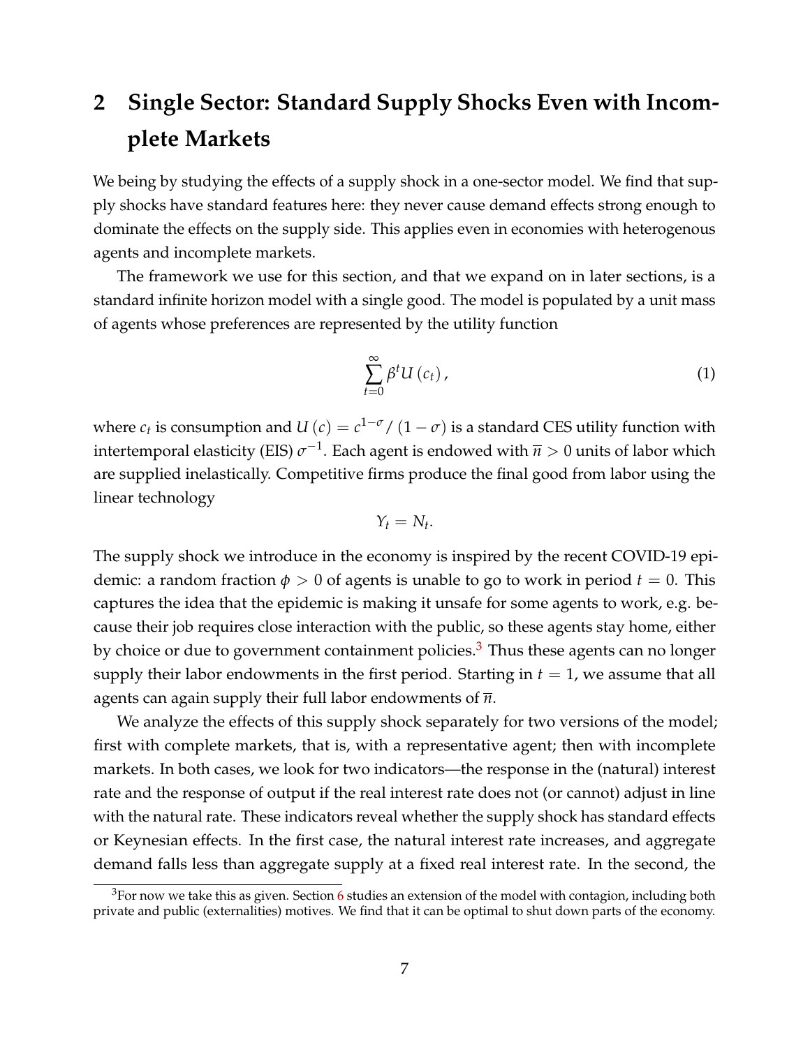## 2 Single Sector: Standard Supply Shocks Even with Incomplete Markets

We being by studying the effects of a supply shock in a one-sector model. We find that supply shocks have standard features here: they never cause demand effects strong enough to dominate the effects on the supply side. This applies even in economies with heterogenous agents and incomplete markets.

The framework we use for this section, and that we expand on in later sections, is a standard infinite horizon model with a single good. The model is populated by a unit mass of agents whose preferences are represented by the utility function

$$\sum_{t=0}^{\infty} \beta^t U(c_t), \tag{1}$$

where $c_t$ is consumption and $U(c) = c^{1-\sigma}/(1-\sigma)$ is a standard CES utility function with intertemporal elasticity (EIS) $\sigma^{-1}$. Each agent is endowed with $\overline{n} > 0$ units of labor which are supplied inelastically. Competitive firms produce the final good from labor using the linear technology

$$Y_t = N_t.$$

The supply shock we introduce in the economy is inspired by the recent COVID-19 epidemic: a random fraction $\phi > 0$ of agents is unable to go to work in period $t = 0$. This captures the idea that the epidemic is making it unsafe for some agents to work, e.g. because their job requires close interaction with the public, so these agents stay home, either by choice or due to government containment policies.[3] Thus these agents can no longer supply their labor endowments in the first period. Starting in $t = 1$, we assume that all agents can again supply their full labor endowments of $\overline{n}$.

We analyze the effects of this supply shock separately for two versions of the model; first with complete markets, that is, with a representative agent; then with incomplete markets. In both cases, we look for two indicators—the response in the (natural) interest rate and the response of output if the real interest rate does not (or cannot) adjust in line with the natural rate. These indicators reveal whether the supply shock has standard effects or Keynesian effects. In the first case, the natural interest rate increases, and aggregate demand falls less than aggregate supply at a fixed real interest rate. In the second, the

[3] For now we take this as given. Section 6 studies an extension of the model with contagion, including both private and public (externalities) motives. We find that it can be optimal to shut down parts of the economy.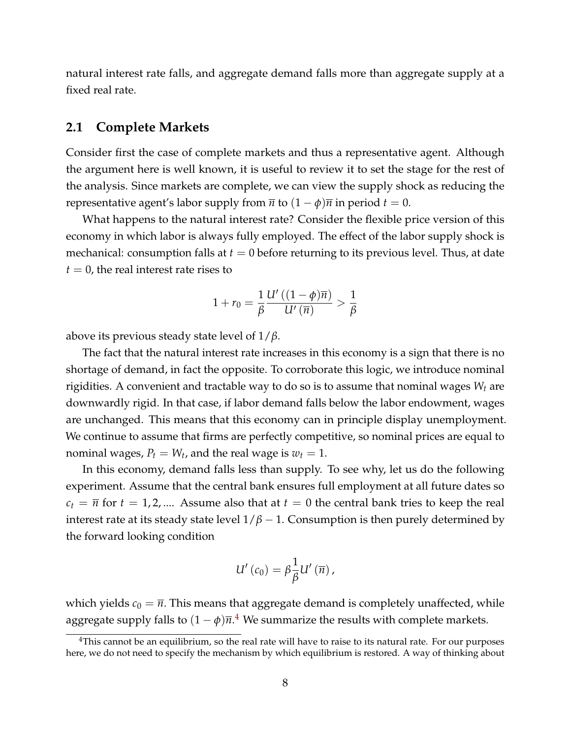natural interest rate falls, and aggregate demand falls more than aggregate supply at a fixed real rate.

## 2.1 Complete Markets

Consider first the case of complete markets and thus a representative agent. Although the argument here is well known, it is useful to review it to set the stage for the rest of the analysis. Since markets are complete, we can view the supply shock as reducing the representative agent's labor supply from $\overline{n}$ to $(1-\phi)\overline{n}$ in period $t=0$.

What happens to the natural interest rate? Consider the flexible price version of this economy in which labor is always fully employed. The effect of the labor supply shock is mechanical: consumption falls at $t=0$ before returning to its previous level. Thus, at date $t=0$, the real interest rate rises to

$$1+r_0 = \frac{1}{\beta}\frac{U'\left((1-\phi)\overline{n}\right)}{U'\left(\overline{n}\right)} > \frac{1}{\beta}$$

above its previous steady state level of $1/\beta$.

The fact that the natural interest rate increases in this economy is a sign that there is no shortage of demand, in fact the opposite. To corroborate this logic, we introduce nominal rigidities. A convenient and tractable way to do so is to assume that nominal wages $W_t$ are downwardly rigid. In that case, if labor demand falls below the labor endowment, wages are unchanged. This means that this economy can in principle display unemployment. We continue to assume that firms are perfectly competitive, so nominal prices are equal to nominal wages, $P_t = W_t$, and the real wage is $w_t = 1$.

In this economy, demand falls less than supply. To see why, let us do the following experiment. Assume that the central bank ensures full employment at all future dates so $c_t = \overline{n}$ for $t = 1, 2, ....$ Assume also that at $t=0$ the central bank tries to keep the real interest rate at its steady state level $1/\beta - 1$. Consumption is then purely determined by the forward looking condition

$$U'\left(c_0\right) = \beta\frac{1}{\beta}U'\left(\overline{n}\right),$$

which yields $c_0 = \overline{n}$. This means that aggregate demand is completely unaffected, while aggregate supply falls to $(1-\phi)\overline{n}$.[4] We summarize the results with complete markets.

[4] This cannot be an equilibrium, so the real rate will have to raise to its natural rate. For our purposes here, we do not need to specify the mechanism by which equilibrium is restored. A way of thinking about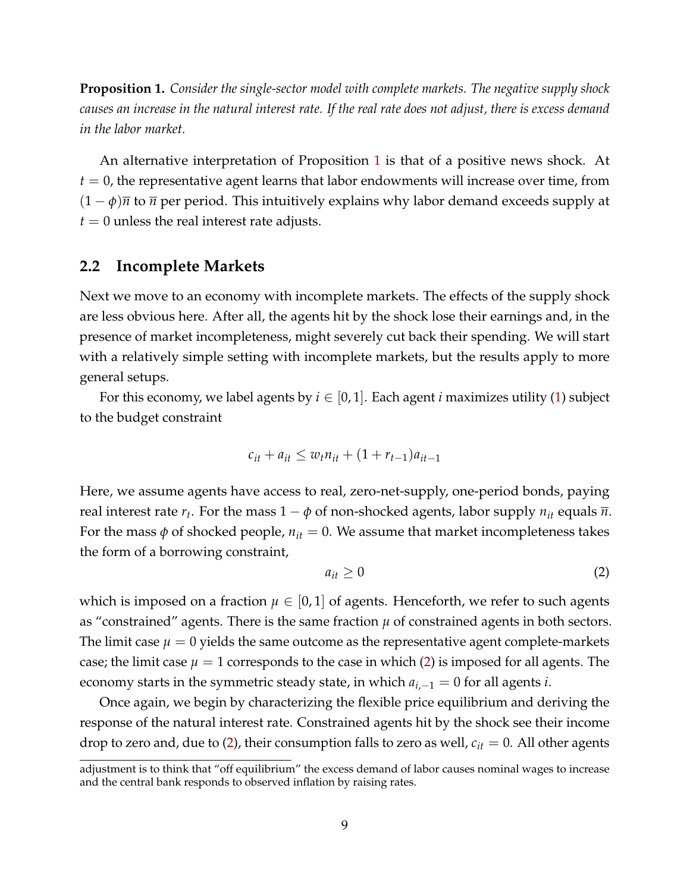**Proposition 1.** *Consider the single-sector model with complete markets. The negative supply shock causes an increase in the natural interest rate. If the real rate does not adjust, there is excess demand in the labor market.*

An alternative interpretation of Proposition 1 is that of a positive news shock. At $t = 0$, the representative agent learns that labor endowments will increase over time, from $(1 - \phi)\overline{n}$ to $\overline{n}$ per period. This intuitively explains why labor demand exceeds supply at $t = 0$ unless the real interest rate adjusts.

## 2.2 Incomplete Markets

Next we move to an economy with incomplete markets. The effects of the supply shock are less obvious here. After all, the agents hit by the shock lose their earnings and, in the presence of market incompleteness, might severely cut back their spending. We will start with a relatively simple setting with incomplete markets, but the results apply to more general setups.

For this economy, we label agents by $i \in [0, 1]$. Each agent $i$ maximizes utility (1) subject to the budget constraint

$$c_{it} + a_{it} \leq w_t n_{it} + (1 + r_{t-1}) a_{it-1}$$

Here, we assume agents have access to real, zero-net-supply, one-period bonds, paying real interest rate $r_t$. For the mass $1 - \phi$ of non-shocked agents, labor supply $n_{it}$ equals $\overline{n}$. For the mass $\phi$ of shocked people, $n_{it} = 0$. We assume that market incompleteness takes the form of a borrowing constraint,

$$a_{it} \geq 0 \tag{2}$$

which is imposed on a fraction $\mu \in [0, 1]$ of agents. Henceforth, we refer to such agents as "constrained" agents. There is the same fraction $\mu$ of constrained agents in both sectors. The limit case $\mu = 0$ yields the same outcome as the representative agent complete-markets case; the limit case $\mu = 1$ corresponds to the case in which (2) is imposed for all agents. The economy starts in the symmetric steady state, in which $a_{i,-1} = 0$ for all agents $i$.

Once again, we begin by characterizing the flexible price equilibrium and deriving the response of the natural interest rate. Constrained agents hit by the shock see their income drop to zero and, due to (2), their consumption falls to zero as well, $c_{it} = 0$. All other agents

adjustment is to think that "off equilibrium" the excess demand of labor causes nominal wages to increase and the central bank responds to observed inflation by raising rates.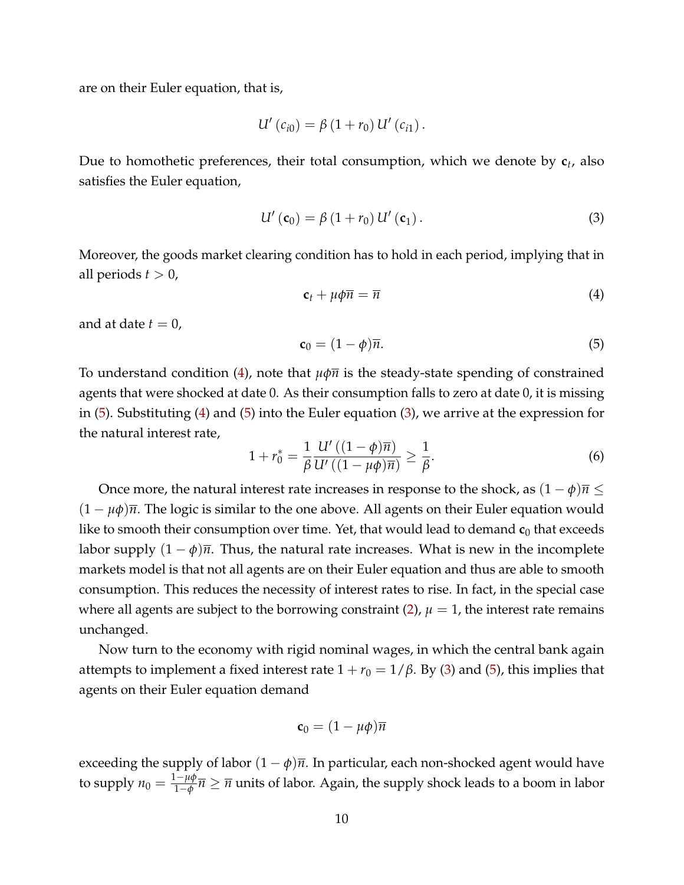are on their Euler equation, that is,

$$U'(c_{i0}) = \beta(1+r_0)U'(c_{i1}).$$

Due to homothetic preferences, their total consumption, which we denote by $\mathbf{c}_t$, also satisfies the Euler equation,

$$U'(\mathbf{c}_0) = \beta(1+r_0)U'(\mathbf{c}_1). \tag{3}$$

Moreover, the goods market clearing condition has to hold in each period, implying that in all periods $t > 0$,

$$\mathbf{c}_t + \mu\phi\overline{n} = \overline{n} \tag{4}$$

and at date $t = 0$,

$$\mathbf{c}_0 = (1-\phi)\overline{n}. \tag{5}$$

To understand condition (4), note that $\mu\phi\overline{n}$ is the steady-state spending of constrained agents that were shocked at date 0. As their consumption falls to zero at date 0, it is missing in (5). Substituting (4) and (5) into the Euler equation (3), we arrive at the expression for the natural interest rate,

$$1 + r_0^* = \frac{1}{\beta}\frac{U'((1-\phi)\overline{n})}{U'((1-\mu\phi)\overline{n})} \geq \frac{1}{\beta}. \tag{6}$$

Once more, the natural interest rate increases in response to the shock, as $(1-\phi)\overline{n} \leq (1-\mu\phi)\overline{n}$. The logic is similar to the one above. All agents on their Euler equation would like to smooth their consumption over time. Yet, that would lead to demand $\mathbf{c}_0$ that exceeds labor supply $(1-\phi)\overline{n}$. Thus, the natural rate increases. What is new in the incomplete markets model is that not all agents are on their Euler equation and thus are able to smooth consumption. This reduces the necessity of interest rates to rise. In fact, in the special case where all agents are subject to the borrowing constraint (2), $\mu = 1$, the interest rate remains unchanged.

Now turn to the economy with rigid nominal wages, in which the central bank again attempts to implement a fixed interest rate $1 + r_0 = 1/\beta$. By (3) and (5), this implies that agents on their Euler equation demand

$$\mathbf{c}_0 = (1-\mu\phi)\overline{n}$$

exceeding the supply of labor $(1-\phi)\overline{n}$. In particular, each non-shocked agent would have to supply $n_0 = \frac{1-\mu\phi}{1-\phi}\overline{n} \geq \overline{n}$ units of labor. Again, the supply shock leads to a boom in labor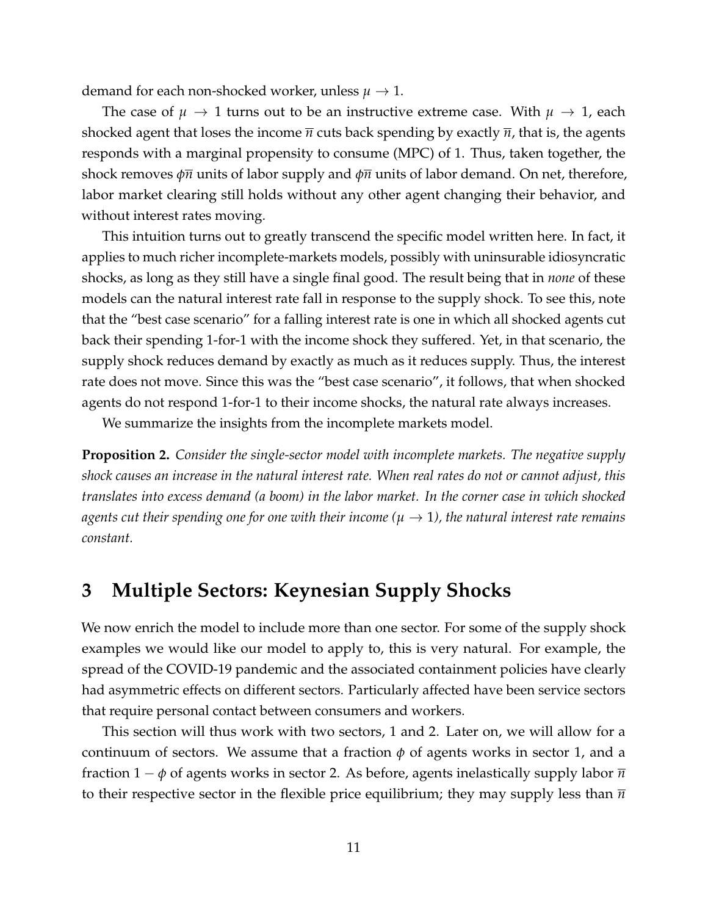demand for each non-shocked worker, unless $\mu \to 1$.

The case of $\mu \to 1$ turns out to be an instructive extreme case. With $\mu \to 1$, each shocked agent that loses the income $\overline{n}$ cuts back spending by exactly $\overline{n}$, that is, the agents responds with a marginal propensity to consume (MPC) of 1. Thus, taken together, the shock removes $\phi\overline{n}$ units of labor supply and $\phi\overline{n}$ units of labor demand. On net, therefore, labor market clearing still holds without any other agent changing their behavior, and without interest rates moving.

This intuition turns out to greatly transcend the specific model written here. In fact, it applies to much richer incomplete-markets models, possibly with uninsurable idiosyncratic shocks, as long as they still have a single final good. The result being that in *none* of these models can the natural interest rate fall in response to the supply shock. To see this, note that the "best case scenario" for a falling interest rate is one in which all shocked agents cut back their spending 1-for-1 with the income shock they suffered. Yet, in that scenario, the supply shock reduces demand by exactly as much as it reduces supply. Thus, the interest rate does not move. Since this was the "best case scenario", it follows, that when shocked agents do not respond 1-for-1 to their income shocks, the natural rate always increases.

We summarize the insights from the incomplete markets model.

**Proposition 2.** *Consider the single-sector model with incomplete markets. The negative supply shock causes an increase in the natural interest rate. When real rates do not or cannot adjust, this translates into excess demand (a boom) in the labor market. In the corner case in which shocked agents cut their spending one for one with their income ($\mu \to 1$), the natural interest rate remains constant.*

# 3 Multiple Sectors: Keynesian Supply Shocks

We now enrich the model to include more than one sector. For some of the supply shock examples we would like our model to apply to, this is very natural. For example, the spread of the COVID-19 pandemic and the associated containment policies have clearly had asymmetric effects on different sectors. Particularly affected have been service sectors that require personal contact between consumers and workers.

This section will thus work with two sectors, 1 and 2. Later on, we will allow for a continuum of sectors. We assume that a fraction $\phi$ of agents works in sector 1, and a fraction $1 - \phi$ of agents works in sector 2. As before, agents inelastically supply labor $\overline{n}$ to their respective sector in the flexible price equilibrium; they may supply less than $\overline{n}$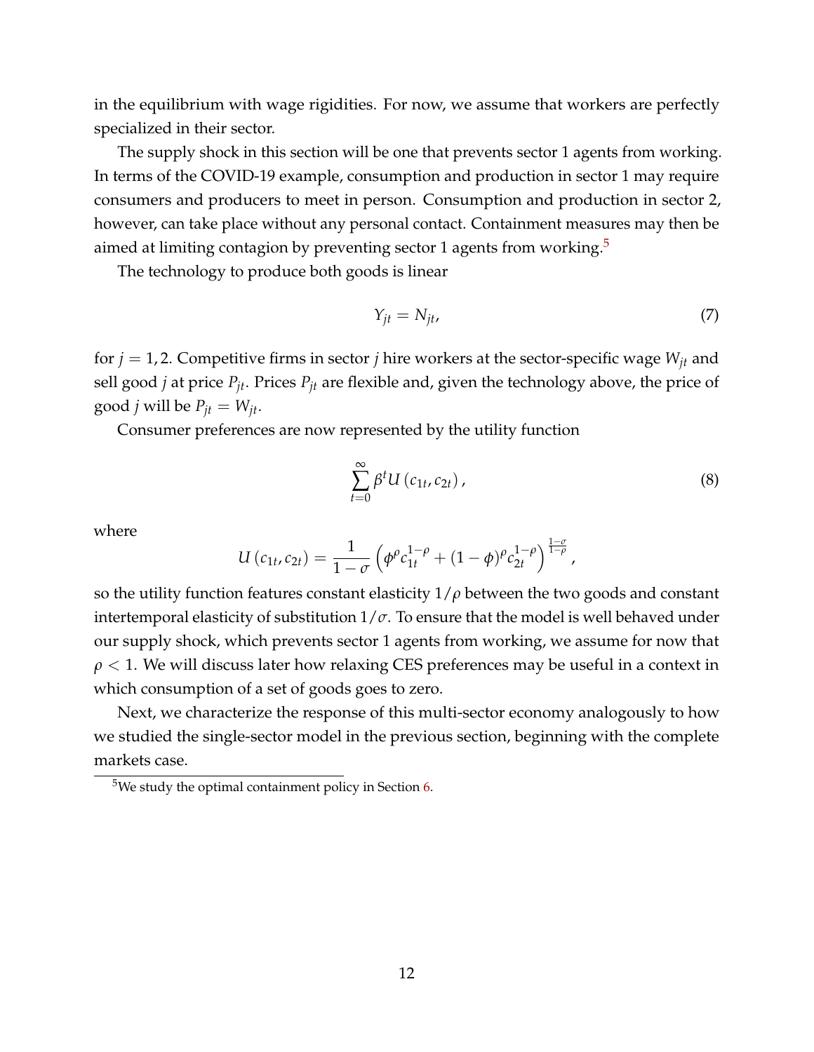in the equilibrium with wage rigidities. For now, we assume that workers are perfectly specialized in their sector.

The supply shock in this section will be one that prevents sector 1 agents from working. In terms of the COVID-19 example, consumption and production in sector 1 may require consumers and producers to meet in person. Consumption and production in sector 2, however, can take place without any personal contact. Containment measures may then be aimed at limiting contagion by preventing sector 1 agents from working.[5]

The technology to produce both goods is linear

$$Y_{jt} = N_{jt}, \tag{7}$$

for $j = 1, 2$. Competitive firms in sector $j$ hire workers at the sector-specific wage $W_{jt}$ and sell good $j$ at price $P_{jt}$. Prices $P_{jt}$ are flexible and, given the technology above, the price of good $j$ will be $P_{jt} = W_{jt}$.

Consumer preferences are now represented by the utility function

$$\sum_{t=0}^{\infty} \beta^t U\left(c_{1t}, c_{2t}\right), \tag{8}$$

where

$$U\left(c_{1t}, c_{2t}\right) = \frac{1}{1-\sigma}\left(\phi^{\rho} c_{1t}^{1-\rho} + (1-\phi)^{\rho} c_{2t}^{1-\rho}\right)^{\frac{1-\sigma}{1-\rho}},$$

so the utility function features constant elasticity $1/\rho$ between the two goods and constant intertemporal elasticity of substitution $1/\sigma$. To ensure that the model is well behaved under our supply shock, which prevents sector 1 agents from working, we assume for now that $\rho < 1$. We will discuss later how relaxing CES preferences may be useful in a context in which consumption of a set of goods goes to zero.

Next, we characterize the response of this multi-sector economy analogously to how we studied the single-sector model in the previous section, beginning with the complete markets case.

[5] We study the optimal containment policy in Section 6.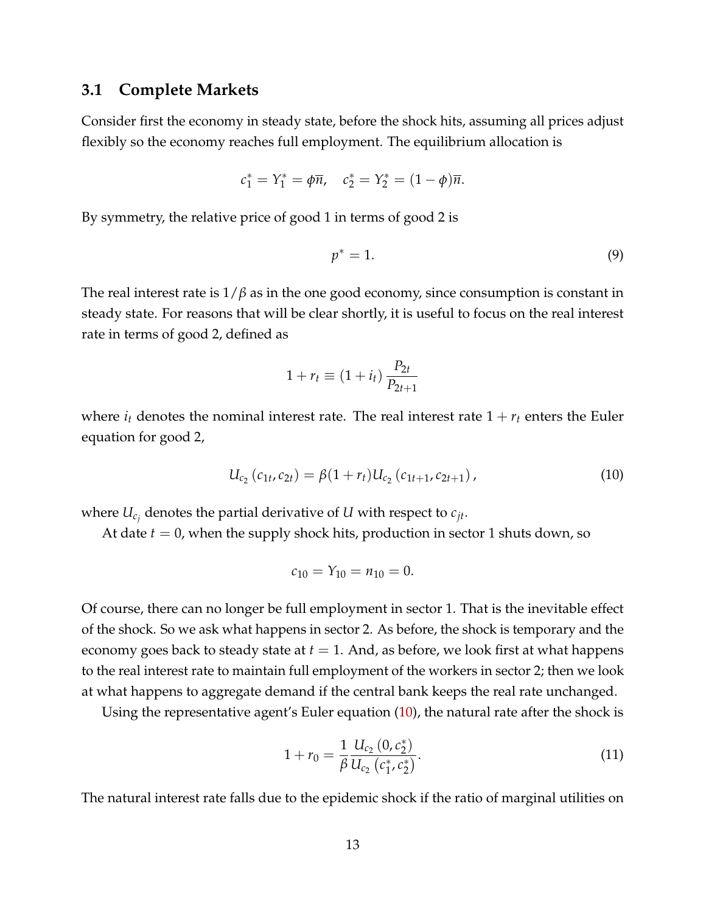### 3.1 Complete Markets

Consider first the economy in steady state, before the shock hits, assuming all prices adjust flexibly so the economy reaches full employment. The equilibrium allocation is

$$c_1^* = Y_1^* = \phi \overline{n}, \quad c_2^* = Y_2^* = (1-\phi)\overline{n}.$$

By symmetry, the relative price of good 1 in terms of good 2 is

$$p^* = 1. \tag{9}$$

The real interest rate is $1/\beta$ as in the one good economy, since consumption is constant in steady state. For reasons that will be clear shortly, it is useful to focus on the real interest rate in terms of good 2, defined as

$$1 + r_t \equiv (1 + i_t) \frac{P_{2t}}{P_{2t+1}}$$

where $i_t$ denotes the nominal interest rate. The real interest rate $1 + r_t$ enters the Euler equation for good 2,

$$U_{c_2}(c_{1t}, c_{2t}) = \beta(1 + r_t) U_{c_2}(c_{1t+1}, c_{2t+1}), \tag{10}$$

where $U_{c_j}$ denotes the partial derivative of $U$ with respect to $c_{jt}$.

At date $t = 0$, when the supply shock hits, production in sector 1 shuts down, so

$$c_{10} = Y_{10} = n_{10} = 0.$$

Of course, there can no longer be full employment in sector 1. That is the inevitable effect of the shock. So we ask what happens in sector 2. As before, the shock is temporary and the economy goes back to steady state at $t = 1$. And, as before, we look first at what happens to the real interest rate to maintain full employment of the workers in sector 2; then we look at what happens to aggregate demand if the central bank keeps the real rate unchanged.

Using the representative agent's Euler equation (10), the natural rate after the shock is

$$1 + r_0 = \frac{1}{\beta} \frac{U_{c_2}(0, c_2^*)}{U_{c_2}(c_1^*, c_2^*)}. \tag{11}$$

The natural interest rate falls due to the epidemic shock if the ratio of marginal utilities on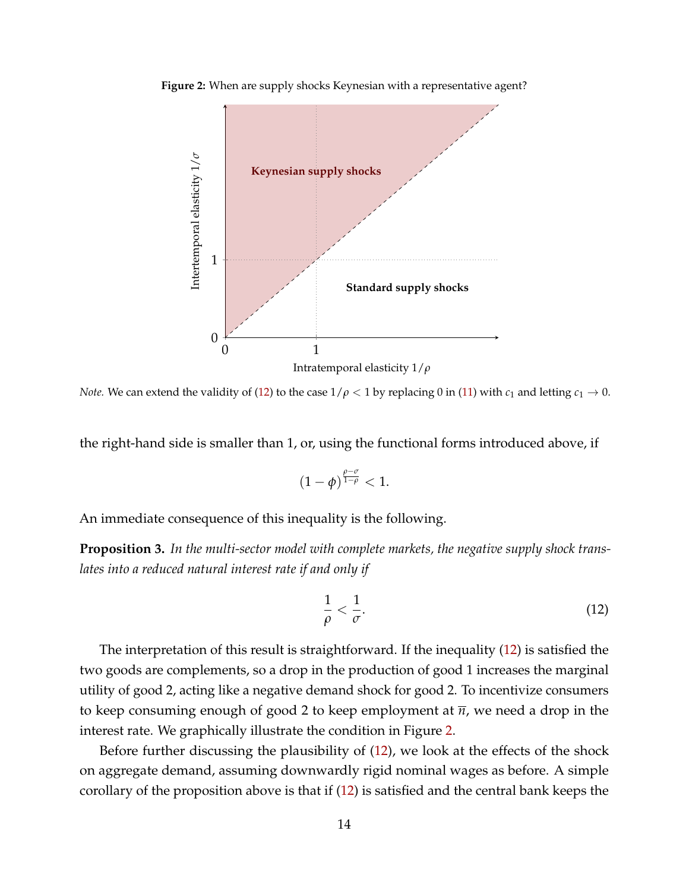**Figure 2:** When are supply shocks Keynesian with a representative agent?

*Note.* We can extend the validity of (12) to the case $1/\rho < 1$ by replacing 0 in (11) with $c_1$ and letting $c_1 \to 0$.

the right-hand side is smaller than 1, or, using the functional forms introduced above, if

$$(1-\phi)^{\frac{\rho-\sigma}{1-\rho}} < 1.$$

An immediate consequence of this inequality is the following.

**Proposition 3.** *In the multi-sector model with complete markets, the negative supply shock translates into a reduced natural interest rate if and only if*

$$\frac{1}{\rho} < \frac{1}{\sigma}. \tag{12}$$

The interpretation of this result is straightforward. If the inequality (12) is satisfied the two goods are complements, so a drop in the production of good 1 increases the marginal utility of good 2, acting like a negative demand shock for good 2. To incentivize consumers to keep consuming enough of good 2 to keep employment at $\overline{n}$, we need a drop in the interest rate. We graphically illustrate the condition in Figure 2.

Before further discussing the plausibility of (12), we look at the effects of the shock on aggregate demand, assuming downwardly rigid nominal wages as before. A simple corollary of the proposition above is that if (12) is satisfied and the central bank keeps the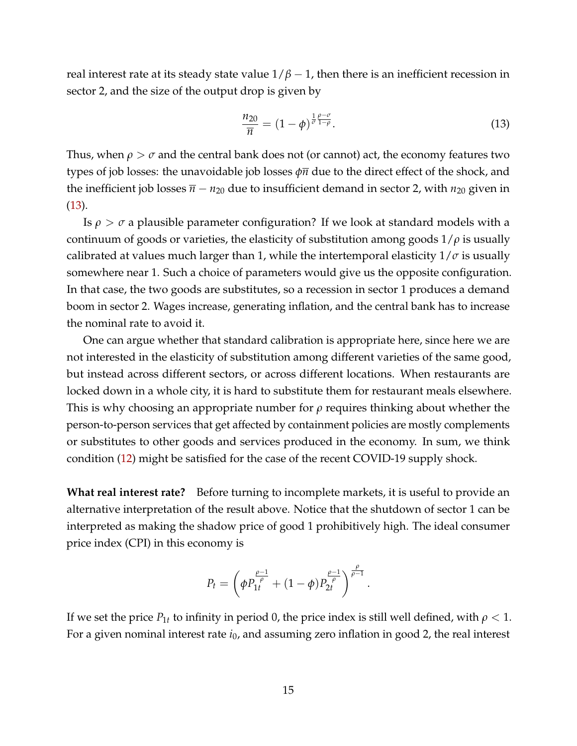real interest rate at its steady state value $1/\beta - 1$, then there is an inefficient recession in sector 2, and the size of the output drop is given by

$$\frac{n_{20}}{\overline{n}} = (1 - \phi)^{\frac{1}{\sigma}\frac{\rho - \sigma}{1 - \rho}}. \tag{13}$$

Thus, when $\rho > \sigma$ and the central bank does not (or cannot) act, the economy features two types of job losses: the unavoidable job losses $\phi \overline{n}$ due to the direct effect of the shock, and the inefficient job losses $\overline{n} - n_{20}$ due to insufficient demand in sector 2, with $n_{20}$ given in (13).

Is $\rho > \sigma$ a plausible parameter configuration? If we look at standard models with a continuum of goods or varieties, the elasticity of substitution among goods $1/\rho$ is usually calibrated at values much larger than 1, while the intertemporal elasticity $1/\sigma$ is usually somewhere near 1. Such a choice of parameters would give us the opposite configuration. In that case, the two goods are substitutes, so a recession in sector 1 produces a demand boom in sector 2. Wages increase, generating inflation, and the central bank has to increase the nominal rate to avoid it.

One can argue whether that standard calibration is appropriate here, since here we are not interested in the elasticity of substitution among different varieties of the same good, but instead across different sectors, or across different locations. When restaurants are locked down in a whole city, it is hard to substitute them for restaurant meals elsewhere. This is why choosing an appropriate number for $\rho$ requires thinking about whether the person-to-person services that get affected by containment policies are mostly complements or substitutes to other goods and services produced in the economy. In sum, we think condition (12) might be satisfied for the case of the recent COVID-19 supply shock.

**What real interest rate?** Before turning to incomplete markets, it is useful to provide an alternative interpretation of the result above. Notice that the shutdown of sector 1 can be interpreted as making the shadow price of good 1 prohibitively high. The ideal consumer price index (CPI) in this economy is

$$P_t = \left( \phi P_{1t}^{\frac{\rho - 1}{\rho}} + (1 - \phi) P_{2t}^{\frac{\rho - 1}{\rho}} \right)^{\frac{\rho}{\rho - 1}}.$$

If we set the price $P_{1t}$ to infinity in period 0, the price index is still well defined, with $\rho < 1$. For a given nominal interest rate $i_0$, and assuming zero inflation in good 2, the real interest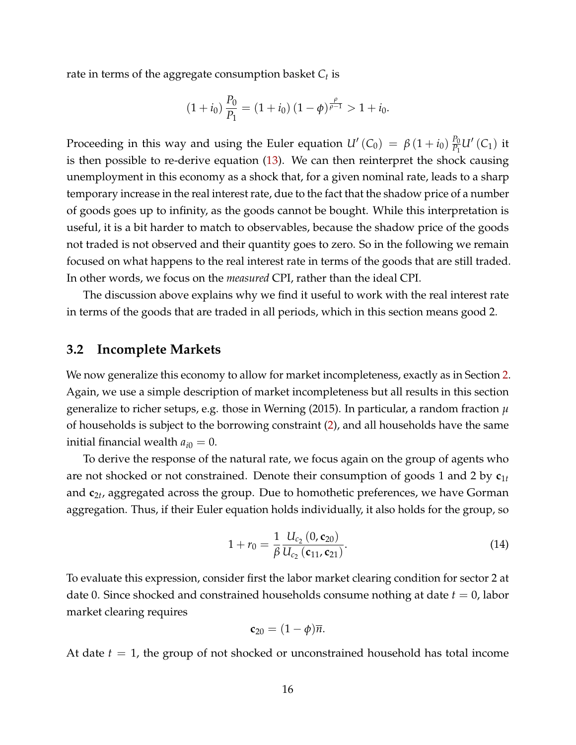rate in terms of the aggregate consumption basket $C_t$ is

$$(1+i_0)\frac{P_0}{P_1} = (1+i_0)(1-\phi)^{\frac{\rho}{\rho-1}} > 1+i_0.$$

Proceeding in this way and using the Euler equation $U'(C_0) = \beta(1+i_0)\frac{P_0}{P_1}U'(C_1)$ it is then possible to re-derive equation (13). We can then reinterpret the shock causing unemployment in this economy as a shock that, for a given nominal rate, leads to a sharp temporary increase in the real interest rate, due to the fact that the shadow price of a number of goods goes up to infinity, as the goods cannot be bought. While this interpretation is useful, it is a bit harder to match to observables, because the shadow price of the goods not traded is not observed and their quantity goes to zero. So in the following we remain focused on what happens to the real interest rate in terms of the goods that are still traded. In other words, we focus on the *measured* CPI, rather than the ideal CPI.

The discussion above explains why we find it useful to work with the real interest rate in terms of the goods that are traded in all periods, which in this section means good 2.

## 3.2 Incomplete Markets

We now generalize this economy to allow for market incompleteness, exactly as in Section 2. Again, we use a simple description of market incompleteness but all results in this section generalize to richer setups, e.g. those in Werning (2015). In particular, a random fraction $\mu$ of households is subject to the borrowing constraint (2), and all households have the same initial financial wealth $a_{i0} = 0$.

To derive the response of the natural rate, we focus again on the group of agents who are not shocked or not constrained. Denote their consumption of goods 1 and 2 by $\mathbf{c}_{1t}$ and $\mathbf{c}_{2t}$, aggregated across the group. Due to homothetic preferences, we have Gorman aggregation. Thus, if their Euler equation holds individually, it also holds for the group, so

$$1+r_0 = \frac{1}{\beta}\frac{U_{c_2}(0,\mathbf{c}_{20})}{U_{c_2}(\mathbf{c}_{11},\mathbf{c}_{21})}. \tag{14}$$

To evaluate this expression, consider first the labor market clearing condition for sector 2 at date 0. Since shocked and constrained households consume nothing at date $t=0$, labor market clearing requires

$$\mathbf{c}_{20} = (1-\phi)\overline{n}.$$

At date $t=1$, the group of not shocked or unconstrained household has total income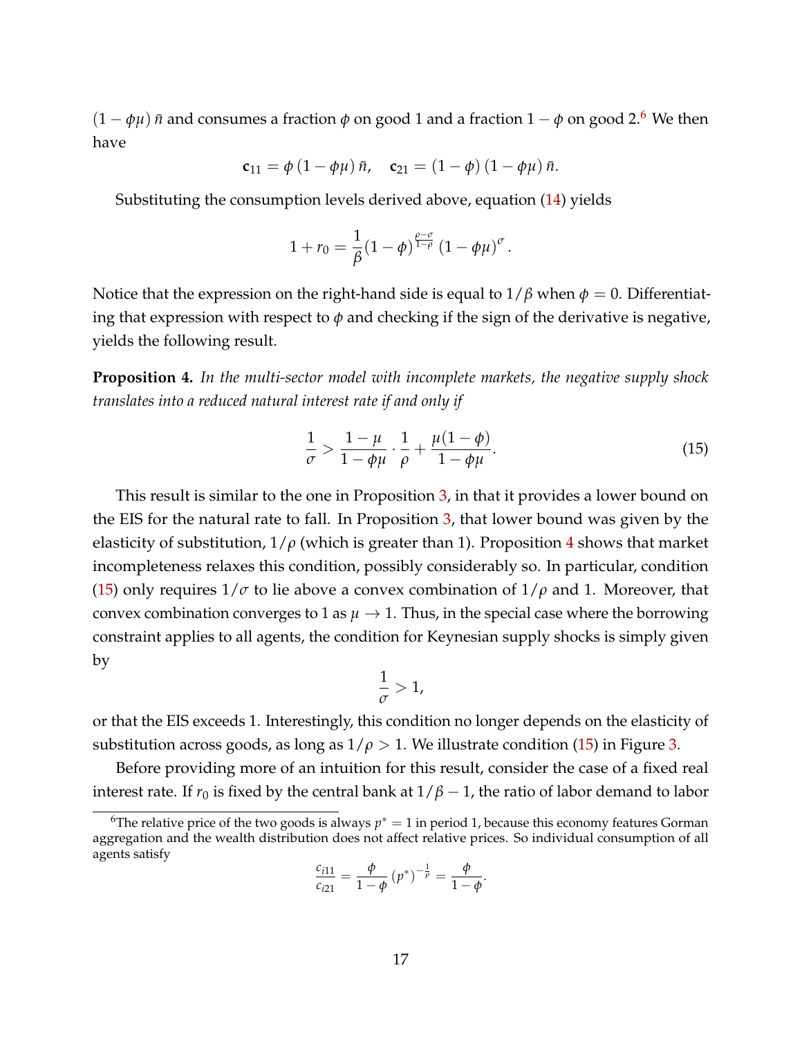$(1-\phi\mu)\,\bar{n}$ and consumes a fraction $\phi$ on good 1 and a fraction $1-\phi$ on good 2.[6] We then have

$$\mathbf{c}_{11} = \phi\,(1-\phi\mu)\,\bar{n}, \quad \mathbf{c}_{21} = (1-\phi)\,(1-\phi\mu)\,\bar{n}.$$

Substituting the consumption levels derived above, equation (14) yields

$$1 + r_0 = \frac{1}{\beta}(1-\phi)^{\frac{\rho-\sigma}{1-\rho}}\,(1-\phi\mu)^{\sigma}.$$

Notice that the expression on the right-hand side is equal to $1/\beta$ when $\phi = 0$. Differentiating that expression with respect to $\phi$ and checking if the sign of the derivative is negative, yields the following result.

**Proposition 4.** *In the multi-sector model with incomplete markets, the negative supply shock translates into a reduced natural interest rate if and only if*

$$\frac{1}{\sigma} > \frac{1-\mu}{1-\phi\mu} \cdot \frac{1}{\rho} + \frac{\mu(1-\phi)}{1-\phi\mu}. \tag{15}$$

This result is similar to the one in Proposition 3, in that it provides a lower bound on the EIS for the natural rate to fall. In Proposition 3, that lower bound was given by the elasticity of substitution, $1/\rho$ (which is greater than 1). Proposition 4 shows that market incompleteness relaxes this condition, possibly considerably so. In particular, condition (15) only requires $1/\sigma$ to lie above a convex combination of $1/\rho$ and 1. Moreover, that convex combination converges to 1 as $\mu \to 1$. Thus, in the special case where the borrowing constraint applies to all agents, the condition for Keynesian supply shocks is simply given by

$$\frac{1}{\sigma} > 1,$$

or that the EIS exceeds 1. Interestingly, this condition no longer depends on the elasticity of substitution across goods, as long as $1/\rho > 1$. We illustrate condition (15) in Figure 3.

Before providing more of an intuition for this result, consider the case of a fixed real interest rate. If $r_0$ is fixed by the central bank at $1/\beta - 1$, the ratio of labor demand to labor

[6] The relative price of the two goods is always $p^* = 1$ in period 1, because this economy features Gorman aggregation and the wealth distribution does not affect relative prices. So individual consumption of all agents satisfy

$$\frac{c_{i11}}{c_{i21}} = \frac{\phi}{1-\phi}\,(p^*)^{-\frac{1}{\rho}} = \frac{\phi}{1-\phi}.$$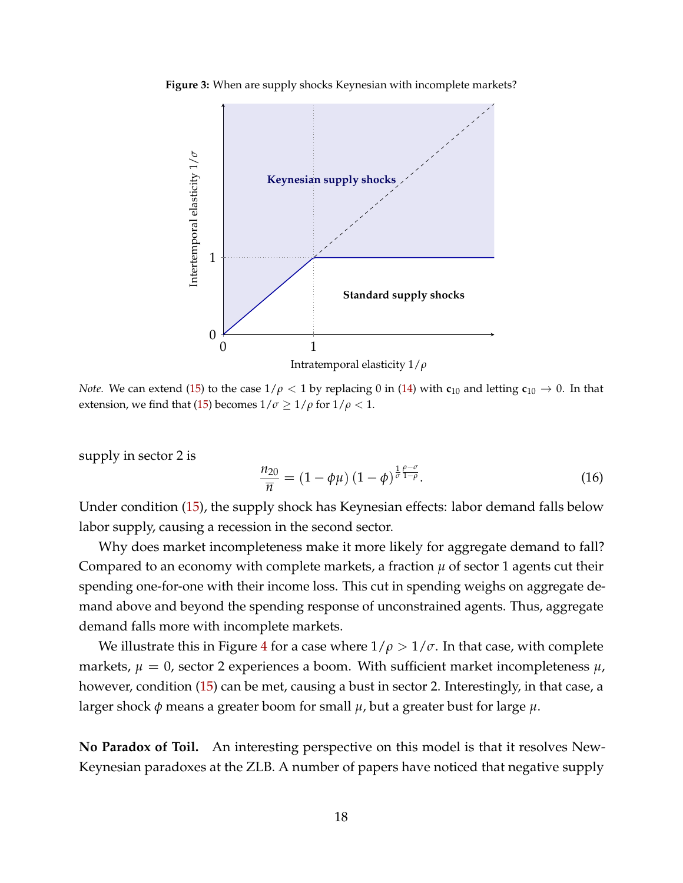**Figure 3:** When are supply shocks Keynesian with incomplete markets?

*Note.* We can extend (15) to the case $1/\rho < 1$ by replacing 0 in (14) with $\mathbf{c}_{10}$ and letting $\mathbf{c}_{10} \to 0$. In that extension, we find that (15) becomes $1/\sigma \geq 1/\rho$ for $1/\rho < 1$.

supply in sector 2 is

$$\frac{n_{20}}{\overline{n}} = (1 - \phi\mu)(1 - \phi)^{\frac{1}{\sigma}\frac{\rho - \sigma}{1 - \rho}}. \tag{16}$$

Under condition (15), the supply shock has Keynesian effects: labor demand falls below labor supply, causing a recession in the second sector.

Why does market incompleteness make it more likely for aggregate demand to fall? Compared to an economy with complete markets, a fraction $\mu$ of sector 1 agents cut their spending one-for-one with their income loss. This cut in spending weighs on aggregate demand above and beyond the spending response of unconstrained agents. Thus, aggregate demand falls more with incomplete markets.

We illustrate this in Figure 4 for a case where $1/\rho > 1/\sigma$. In that case, with complete markets, $\mu = 0$, sector 2 experiences a boom. With sufficient market incompleteness $\mu$, however, condition (15) can be met, causing a bust in sector 2. Interestingly, in that case, a larger shock $\phi$ means a greater boom for small $\mu$, but a greater bust for large $\mu$.

**No Paradox of Toil.** An interesting perspective on this model is that it resolves New-Keynesian paradoxes at the ZLB. A number of papers have noticed that negative supply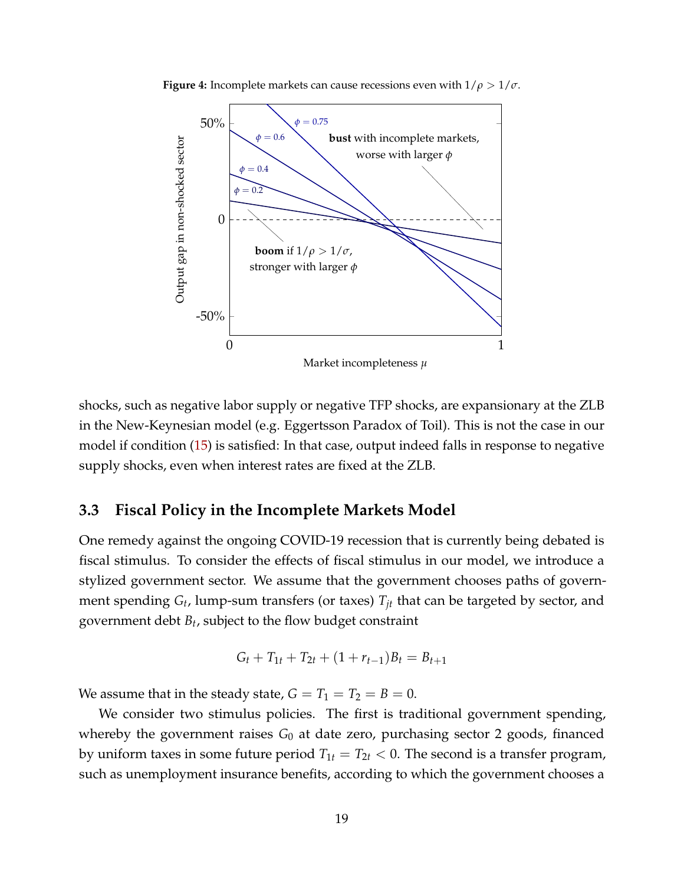**Figure 4:** Incomplete markets can cause recessions even with $1/\rho > 1/\sigma$.

shocks, such as negative labor supply or negative TFP shocks, are expansionary at the ZLB in the New-Keynesian model (e.g. Eggertsson Paradox of Toil). This is not the case in our model if condition (15) is satisfied: In that case, output indeed falls in response to negative supply shocks, even when interest rates are fixed at the ZLB.

## 3.3 Fiscal Policy in the Incomplete Markets Model

One remedy against the ongoing COVID-19 recession that is currently being debated is fiscal stimulus. To consider the effects of fiscal stimulus in our model, we introduce a stylized government sector. We assume that the government chooses paths of government spending $G_t$, lump-sum transfers (or taxes) $T_{jt}$ that can be targeted by sector, and government debt $B_t$, subject to the flow budget constraint

$$G_t + T_{1t} + T_{2t} + (1 + r_{t-1})B_t = B_{t+1}$$

We assume that in the steady state, $G = T_1 = T_2 = B = 0$.

We consider two stimulus policies. The first is traditional government spending, whereby the government raises $G_0$ at date zero, purchasing sector 2 goods, financed by uniform taxes in some future period $T_{1t} = T_{2t} < 0$. The second is a transfer program, such as unemployment insurance benefits, according to which the government chooses a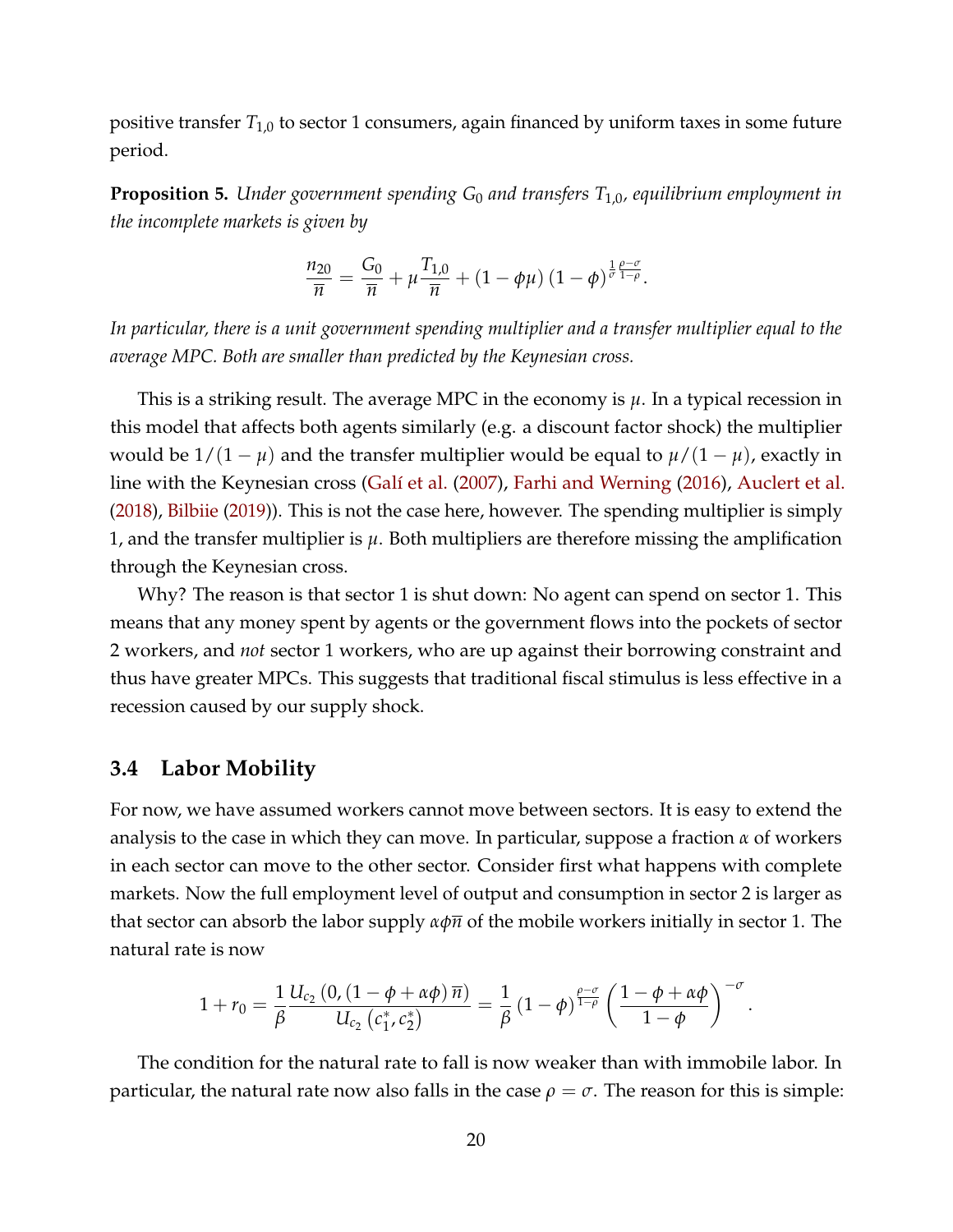positive transfer $T_{1,0}$ to sector 1 consumers, again financed by uniform taxes in some future period.

**Proposition 5.** *Under government spending $G_0$ and transfers $T_{1,0}$, equilibrium employment in the incomplete markets is given by*

$$\frac{n_{20}}{\overline{n}} = \frac{G_0}{\overline{n}} + \mu \frac{T_{1,0}}{\overline{n}} + (1 - \phi\mu)(1-\phi)^{\frac{1}{\sigma}\frac{\rho-\sigma}{1-\rho}}.$$

*In particular, there is a unit government spending multiplier and a transfer multiplier equal to the average MPC. Both are smaller than predicted by the Keynesian cross.*

This is a striking result. The average MPC in the economy is $\mu$. In a typical recession in this model that affects both agents similarly (e.g. a discount factor shock) the multiplier would be $1/(1-\mu)$ and the transfer multiplier would be equal to $\mu/(1-\mu)$, exactly in line with the Keynesian cross (Galí et al. (2007), Farhi and Werning (2016), Auclert et al. (2018), Bilbiie (2019)). This is not the case here, however. The spending multiplier is simply 1, and the transfer multiplier is $\mu$. Both multipliers are therefore missing the amplification through the Keynesian cross.

Why? The reason is that sector 1 is shut down: No agent can spend on sector 1. This means that any money spent by agents or the government flows into the pockets of sector 2 workers, and *not* sector 1 workers, who are up against their borrowing constraint and thus have greater MPCs. This suggests that traditional fiscal stimulus is less effective in a recession caused by our supply shock.

### 3.4 Labor Mobility

For now, we have assumed workers cannot move between sectors. It is easy to extend the analysis to the case in which they can move. In particular, suppose a fraction $\alpha$ of workers in each sector can move to the other sector. Consider first what happens with complete markets. Now the full employment level of output and consumption in sector 2 is larger as that sector can absorb the labor supply $\alpha\phi\overline{n}$ of the mobile workers initially in sector 1. The natural rate is now

$$1 + r_0 = \frac{1}{\beta} \frac{U_{c_2}\left(0, (1-\phi+\alpha\phi)\,\overline{n}\right)}{U_{c_2}\left(c_1^*, c_2^*\right)} = \frac{1}{\beta}(1-\phi)^{\frac{\rho-\sigma}{1-\rho}} \left(\frac{1-\phi+\alpha\phi}{1-\phi}\right)^{-\sigma}.$$

The condition for the natural rate to fall is now weaker than with immobile labor. In particular, the natural rate now also falls in the case $\rho = \sigma$. The reason for this is simple: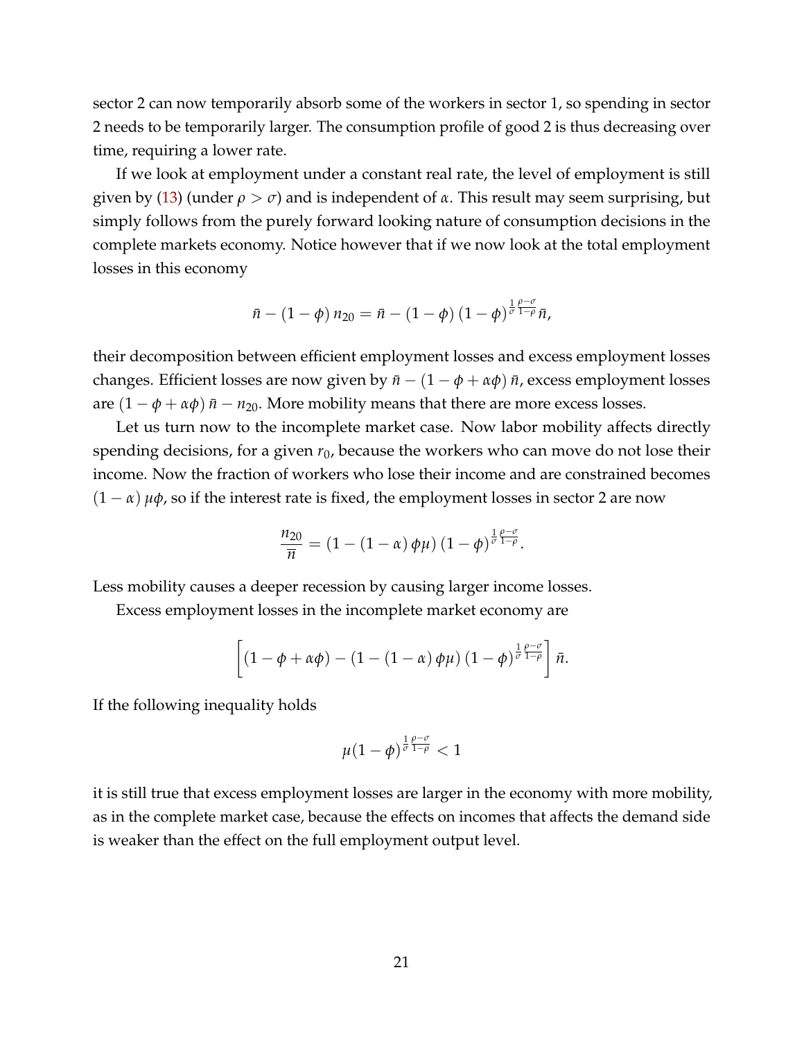sector 2 can now temporarily absorb some of the workers in sector 1, so spending in sector 2 needs to be temporarily larger. The consumption profile of good 2 is thus decreasing over time, requiring a lower rate.

If we look at employment under a constant real rate, the level of employment is still given by (13) (under $\rho > \sigma$) and is independent of $\alpha$. This result may seem surprising, but simply follows from the purely forward looking nature of consumption decisions in the complete markets economy. Notice however that if we now look at the total employment losses in this economy

$$\bar{n} - (1-\phi)\, n_{20} = \bar{n} - (1-\phi)\,(1-\phi)^{\frac{1}{\sigma}\frac{\rho-\sigma}{1-\rho}}\bar{n},$$

their decomposition between efficient employment losses and excess employment losses changes. Efficient losses are now given by $\bar{n} - (1-\phi+\alpha\phi)\,\bar{n}$, excess employment losses are $(1-\phi+\alpha\phi)\,\bar{n} - n_{20}$. More mobility means that there are more excess losses.

Let us turn now to the incomplete market case. Now labor mobility affects directly spending decisions, for a given $r_0$, because the workers who can move do not lose their income. Now the fraction of workers who lose their income and are constrained becomes $(1-\alpha)\,\mu\phi$, so if the interest rate is fixed, the employment losses in sector 2 are now

$$\frac{n_{20}}{\overline{n}} = (1-(1-\alpha)\,\phi\mu)\,(1-\phi)^{\frac{1}{\sigma}\frac{\rho-\sigma}{1-\rho}}.$$

Less mobility causes a deeper recession by causing larger income losses.

Excess employment losses in the incomplete market economy are

$$\left[(1-\phi+\alpha\phi) - (1-(1-\alpha)\,\phi\mu)\,(1-\phi)^{\frac{1}{\sigma}\frac{\rho-\sigma}{1-\rho}}\right]\bar{n}.$$

If the following inequality holds

$$\mu(1-\phi)^{\frac{1}{\sigma}\frac{\rho-\sigma}{1-\rho}} < 1$$

it is still true that excess employment losses are larger in the economy with more mobility, as in the complete market case, because the effects on incomes that affects the demand side is weaker than the effect on the full employment output level.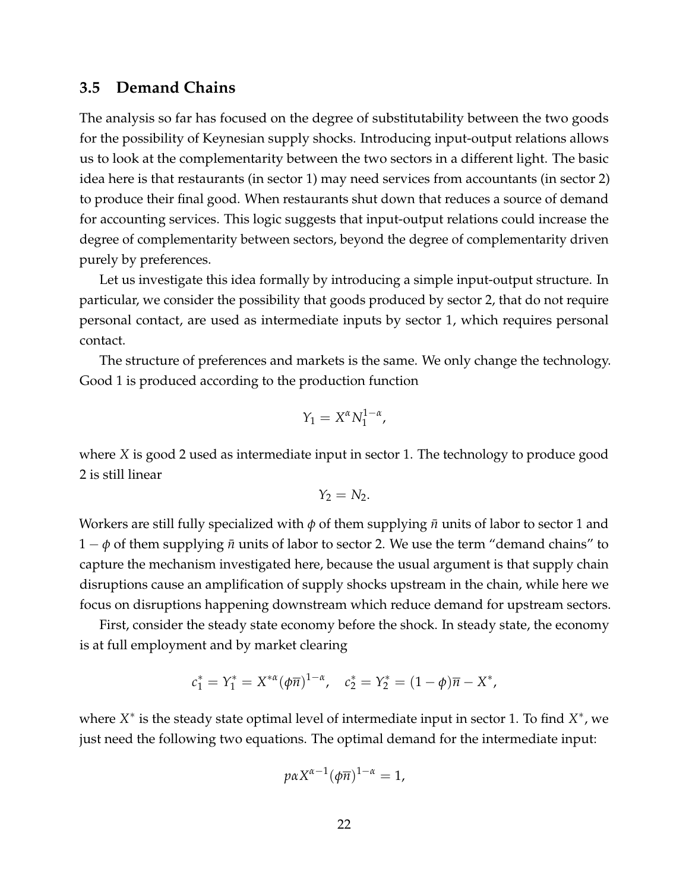### 3.5 Demand Chains

The analysis so far has focused on the degree of substitutability between the two goods for the possibility of Keynesian supply shocks. Introducing input-output relations allows us to look at the complementarity between the two sectors in a different light. The basic idea here is that restaurants (in sector 1) may need services from accountants (in sector 2) to produce their final good. When restaurants shut down that reduces a source of demand for accounting services. This logic suggests that input-output relations could increase the degree of complementarity between sectors, beyond the degree of complementarity driven purely by preferences.

Let us investigate this idea formally by introducing a simple input-output structure. In particular, we consider the possibility that goods produced by sector 2, that do not require personal contact, are used as intermediate inputs by sector 1, which requires personal contact.

The structure of preferences and markets is the same. We only change the technology. Good 1 is produced according to the production function

$$Y_1 = X^{\alpha} N_1^{1-\alpha},$$

where $X$ is good 2 used as intermediate input in sector 1. The technology to produce good 2 is still linear

$$Y_2 = N_2.$$

Workers are still fully specialized with $\phi$ of them supplying $\bar{n}$ units of labor to sector 1 and $1 - \phi$ of them supplying $\bar{n}$ units of labor to sector 2. We use the term "demand chains" to capture the mechanism investigated here, because the usual argument is that supply chain disruptions cause an amplification of supply shocks upstream in the chain, while here we focus on disruptions happening downstream which reduce demand for upstream sectors.

First, consider the steady state economy before the shock. In steady state, the economy is at full employment and by market clearing

$$c_1^* = Y_1^* = X^{*\alpha}(\phi\overline{n})^{1-\alpha}, \quad c_2^* = Y_2^* = (1-\phi)\overline{n} - X^*,$$

where $X^*$ is the steady state optimal level of intermediate input in sector 1. To find $X^*$, we just need the following two equations. The optimal demand for the intermediate input:

$$p\alpha X^{\alpha-1}(\phi\overline{n})^{1-\alpha} = 1,$$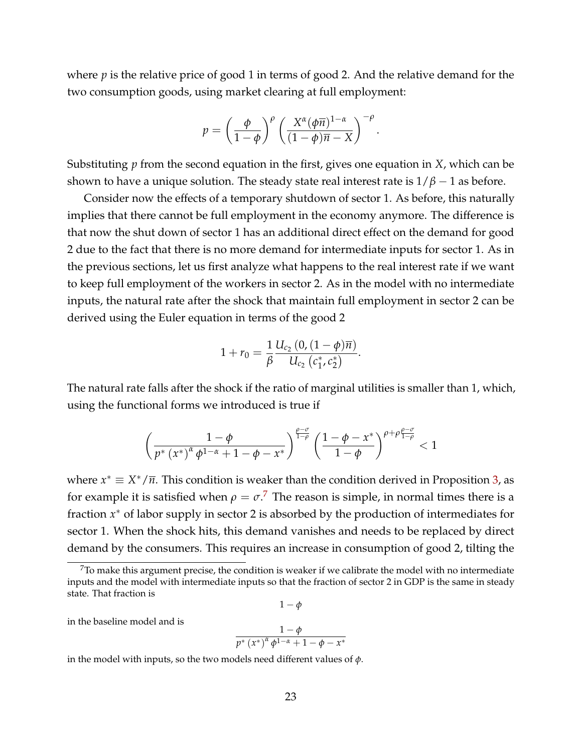where $p$ is the relative price of good 1 in terms of good 2. And the relative demand for the two consumption goods, using market clearing at full employment:

$$
p = \left( \frac{\phi}{1-\phi} \right)^{\rho} \left( \frac{X^{\alpha} (\phi \overline{n})^{1-\alpha}}{(1-\phi)\overline{n} - X} \right)^{-\rho}.
$$

Substituting $p$ from the second equation in the first, gives one equation in $X$, which can be shown to have a unique solution. The steady state real interest rate is $1/\beta - 1$ as before.

Consider now the effects of a temporary shutdown of sector 1. As before, this naturally implies that there cannot be full employment in the economy anymore. The difference is that now the shut down of sector 1 has an additional direct effect on the demand for good 2 due to the fact that there is no more demand for intermediate inputs for sector 1. As in the previous sections, let us first analyze what happens to the real interest rate if we want to keep full employment of the workers in sector 2. As in the model with no intermediate inputs, the natural rate after the shock that maintain full employment in sector 2 can be derived using the Euler equation in terms of the good 2

$$
1 + r_0 = \frac{1}{\beta} \frac{U_{c_2}\left(0, (1-\phi)\overline{n}\right)}{U_{c_2}\left(c_1^*, c_2^*\right)}.
$$

The natural rate falls after the shock if the ratio of marginal utilities is smaller than 1, which, using the functional forms we introduced is true if

$$
\left( \frac{1-\phi}{p^* \left(x^*\right)^{\alpha} \phi^{1-\alpha} + 1 - \phi - x^*} \right)^{\frac{\rho - \sigma}{1-\rho}} \left( \frac{1-\phi-x^*}{1-\phi} \right)^{\rho + \rho \frac{\rho-\sigma}{1-\rho}} < 1
$$

where $x^* \equiv X^*/\overline{n}$. This condition is weaker than the condition derived in Proposition 3, as for example it is satisfied when $\rho = \sigma$.[7] The reason is simple, in normal times there is a fraction $x^*$ of labor supply in sector 2 is absorbed by the production of intermediates for sector 1. When the shock hits, this demand vanishes and needs to be replaced by direct demand by the consumers. This requires an increase in consumption of good 2, tilting the

[7] To make this argument precise, the condition is weaker if we calibrate the model with no intermediate inputs and the model with intermediate inputs so that the fraction of sector 2 in GDP is the same in steady state. That fraction is

$$
1 - \phi
$$

in the baseline model and is

$$
\frac{1-\phi}{p^* \left(x^*\right)^{\alpha} \phi^{1-\alpha} + 1 - \phi - x^*}
$$

in the model with inputs, so the two models need different values of $\phi$.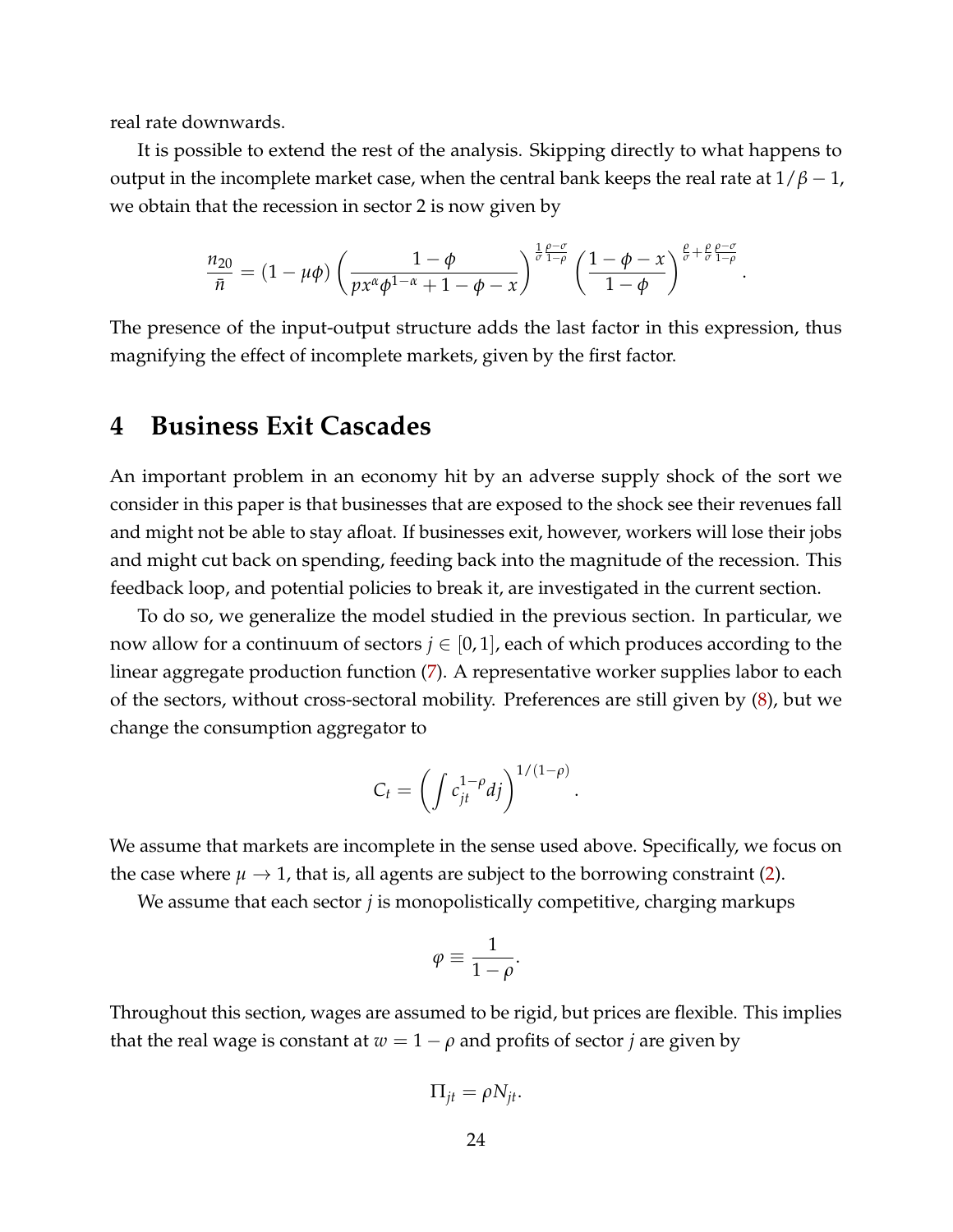real rate downwards.

It is possible to extend the rest of the analysis. Skipping directly to what happens to output in the incomplete market case, when the central bank keeps the real rate at $1/\beta - 1$, we obtain that the recession in sector 2 is now given by

$$\frac{n_{20}}{\bar{n}} = (1 - \mu\phi) \left( \frac{1 - \phi}{p x^{\alpha} \phi^{1-\alpha} + 1 - \phi - x} \right)^{\frac{1}{\sigma} \frac{\rho - \sigma}{1 - \rho}} \left( \frac{1 - \phi - x}{1 - \phi} \right)^{\frac{\rho}{\sigma} + \frac{\rho}{\sigma} \frac{\rho - \sigma}{1 - \rho}}.$$

The presence of the input-output structure adds the last factor in this expression, thus magnifying the effect of incomplete markets, given by the first factor.

# 4 Business Exit Cascades

An important problem in an economy hit by an adverse supply shock of the sort we consider in this paper is that businesses that are exposed to the shock see their revenues fall and might not be able to stay afloat. If businesses exit, however, workers will lose their jobs and might cut back on spending, feeding back into the magnitude of the recession. This feedback loop, and potential policies to break it, are investigated in the current section.

To do so, we generalize the model studied in the previous section. In particular, we now allow for a continuum of sectors $j \in [0, 1]$, each of which produces according to the linear aggregate production function (7). A representative worker supplies labor to each of the sectors, without cross-sectoral mobility. Preferences are still given by (8), but we change the consumption aggregator to

$$C_t = \left( \int c_{jt}^{1-\rho} dj \right)^{1/(1-\rho)}.$$

We assume that markets are incomplete in the sense used above. Specifically, we focus on the case where $\mu \to 1$, that is, all agents are subject to the borrowing constraint (2).

We assume that each sector $j$ is monopolistically competitive, charging markups

$$\varphi \equiv \frac{1}{1 - \rho}.$$

Throughout this section, wages are assumed to be rigid, but prices are flexible. This implies that the real wage is constant at $w = 1 - \rho$ and profits of sector $j$ are given by

$$\Pi_{jt} = \rho N_{jt}.$$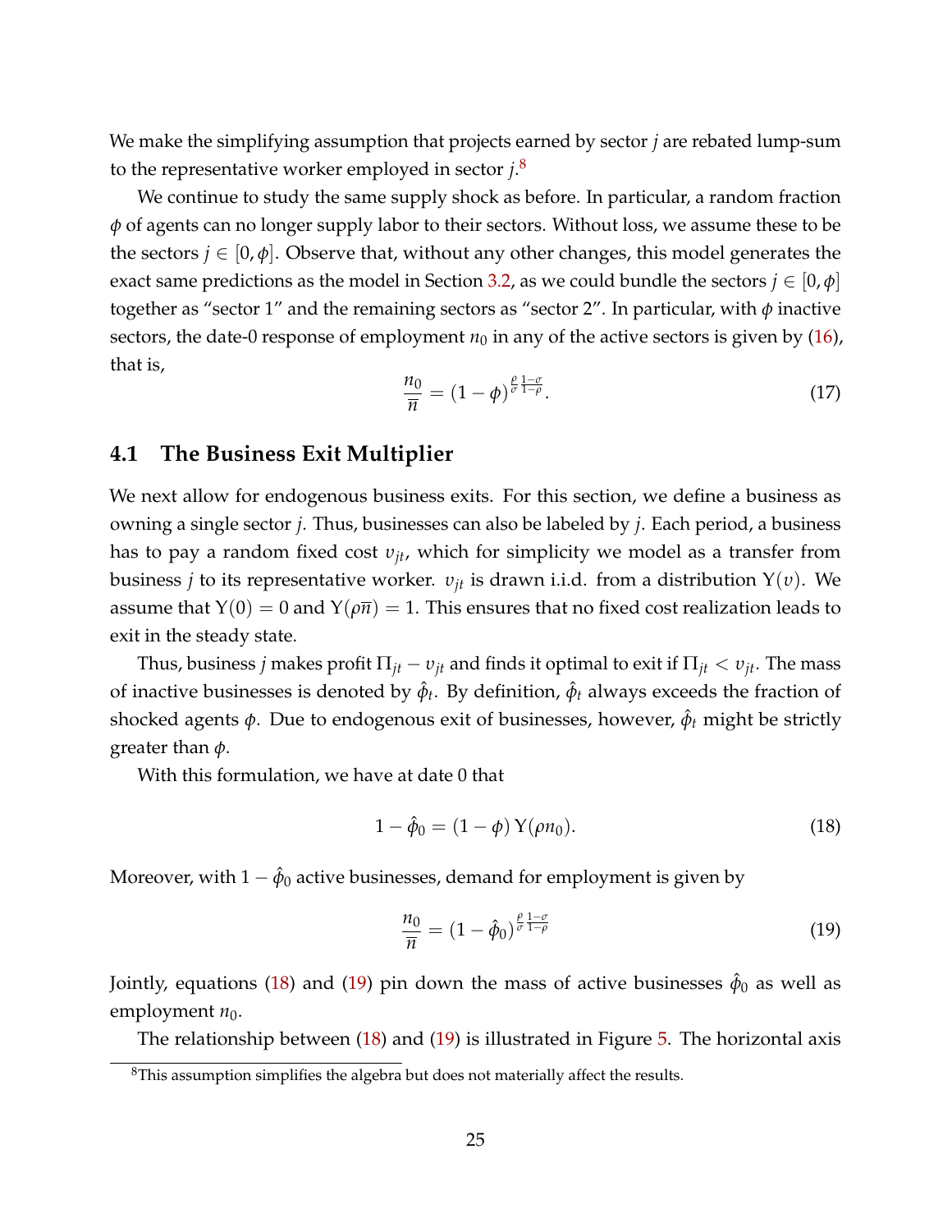We make the simplifying assumption that projects earned by sector $j$ are rebated lump-sum to the representative worker employed in sector $j$.[8]

We continue to study the same supply shock as before. In particular, a random fraction $\phi$ of agents can no longer supply labor to their sectors. Without loss, we assume these to be the sectors $j \in [0, \phi]$. Observe that, without any other changes, this model generates the exact same predictions as the model in Section 3.2, as we could bundle the sectors $j \in [0, \phi]$ together as "sector 1" and the remaining sectors as "sector 2". In particular, with $\phi$ inactive sectors, the date-0 response of employment $n_0$ in any of the active sectors is given by (16), that is,

$$\frac{n_0}{\overline{n}} = (1 - \phi)^{\frac{\rho}{\sigma}\frac{1-\sigma}{1-\rho}}. \tag{17}$$

## 4.1 The Business Exit Multiplier

We next allow for endogenous business exits. For this section, we define a business as owning a single sector $j$. Thus, businesses can also be labeled by $j$. Each period, a business has to pay a random fixed cost $v_{jt}$, which for simplicity we model as a transfer from business $j$ to its representative worker. $v_{jt}$ is drawn i.i.d. from a distribution $\Upsilon(v)$. We assume that $\Upsilon(0) = 0$ and $\Upsilon(\rho \overline{n}) = 1$. This ensures that no fixed cost realization leads to exit in the steady state.

Thus, business $j$ makes profit $\Pi_{jt} - v_{jt}$ and finds it optimal to exit if $\Pi_{jt} < v_{jt}$. The mass of inactive businesses is denoted by $\hat{\phi}_t$. By definition, $\hat{\phi}_t$ always exceeds the fraction of shocked agents $\phi$. Due to endogenous exit of businesses, however, $\hat{\phi}_t$ might be strictly greater than $\phi$.

With this formulation, we have at date 0 that

$$1 - \hat{\phi}_0 = (1 - \phi)\, \Upsilon(\rho n_0). \tag{18}$$

Moreover, with $1 - \hat{\phi}_0$ active businesses, demand for employment is given by

$$\frac{n_0}{\overline{n}} = (1 - \hat{\phi}_0)^{\frac{\rho}{\sigma}\frac{1-\sigma}{1-\rho}} \tag{19}$$

Jointly, equations (18) and (19) pin down the mass of active businesses $\hat{\phi}_0$ as well as employment $n_0$.

The relationship between (18) and (19) is illustrated in Figure 5. The horizontal axis

[8] This assumption simplifies the algebra but does not materially affect the results.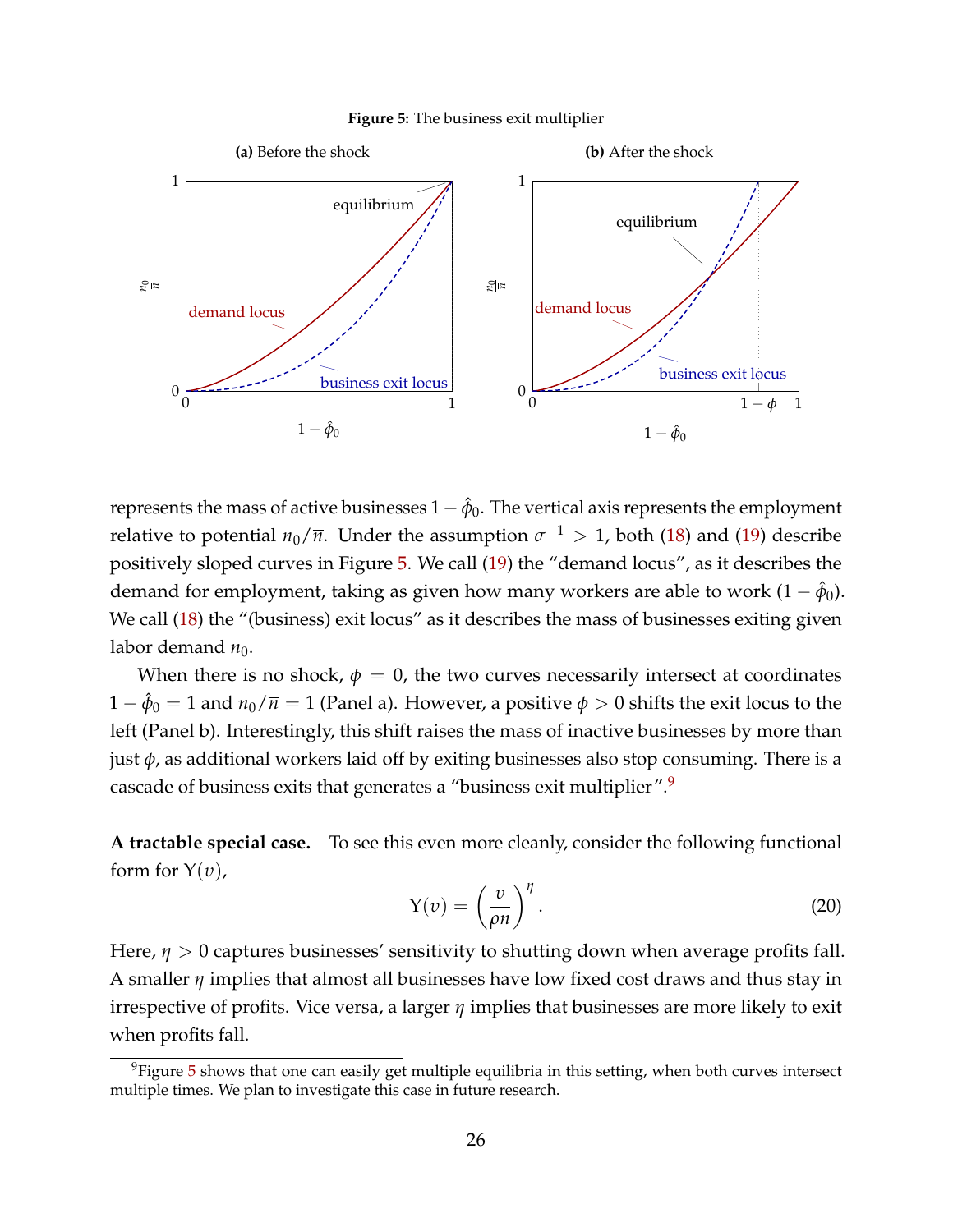**Figure 5:** The business exit multiplier

**(a)** Before the shock

**(b)** After the shock

represents the mass of active businesses $1 - \hat{\phi}_0$. The vertical axis represents the employment relative to potential $n_0/\overline{n}$. Under the assumption $\sigma^{-1} > 1$, both (18) and (19) describe positively sloped curves in Figure 5. We call (19) the "demand locus", as it describes the demand for employment, taking as given how many workers are able to work $(1 - \hat{\phi}_0)$. We call (18) the "(business) exit locus" as it describes the mass of businesses exiting given labor demand $n_0$.

When there is no shock, $\phi = 0$, the two curves necessarily intersect at coordinates $1 - \hat{\phi}_0 = 1$ and $n_0/\overline{n} = 1$ (Panel a). However, a positive $\phi > 0$ shifts the exit locus to the left (Panel b). Interestingly, this shift raises the mass of inactive businesses by more than just $\phi$, as additional workers laid off by exiting businesses also stop consuming. There is a cascade of business exits that generates a "business exit multiplier".[9]

**A tractable special case.** To see this even more cleanly, consider the following functional form for $\Upsilon(v)$,

$$\Upsilon(v) = \left(\frac{v}{\rho\overline{n}}\right)^{\eta}. \tag{20}$$

Here, $\eta > 0$ captures businesses' sensitivity to shutting down when average profits fall. A smaller $\eta$ implies that almost all businesses have low fixed cost draws and thus stay in irrespective of profits. Vice versa, a larger $\eta$ implies that businesses are more likely to exit when profits fall.

[9] Figure 5 shows that one can easily get multiple equilibria in this setting, when both curves intersect multiple times. We plan to investigate this case in future research.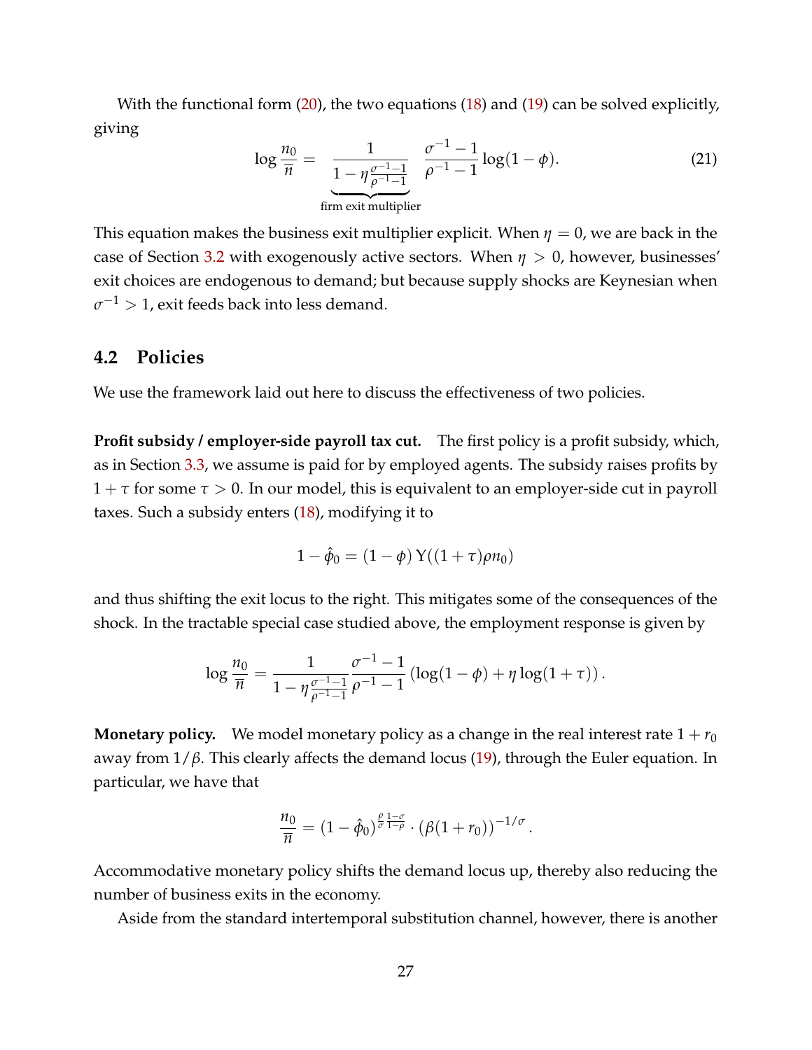With the functional form (20), the two equations (18) and (19) can be solved explicitly, giving

$$\log \frac{n_0}{\overline{n}} = \underbrace{\frac{1}{1-\eta\frac{\sigma^{-1}-1}{\rho^{-1}-1}}}_{\text{firm exit multiplier}} \frac{\sigma^{-1}-1}{\rho^{-1}-1}\log(1-\phi). \tag{21}$$

This equation makes the business exit multiplier explicit. When $\eta = 0$, we are back in the case of Section 3.2 with exogenously active sectors. When $\eta > 0$, however, businesses' exit choices are endogenous to demand; but because supply shocks are Keynesian when $\sigma^{-1} > 1$, exit feeds back into less demand.

## 4.2 Policies

We use the framework laid out here to discuss the effectiveness of two policies.

**Profit subsidy / employer-side payroll tax cut.** The first policy is a profit subsidy, which, as in Section 3.3, we assume is paid for by employed agents. The subsidy raises profits by $1+\tau$ for some $\tau > 0$. In our model, this is equivalent to an employer-side cut in payroll taxes. Such a subsidy enters (18), modifying it to

$$1-\hat{\phi}_0 = (1-\phi)\,\Upsilon((1+\tau)\rho n_0)$$

and thus shifting the exit locus to the right. This mitigates some of the consequences of the shock. In the tractable special case studied above, the employment response is given by

$$\log \frac{n_0}{\overline{n}} = \frac{1}{1-\eta\frac{\sigma^{-1}-1}{\rho^{-1}-1}} \frac{\sigma^{-1}-1}{\rho^{-1}-1}\left(\log(1-\phi) + \eta\log(1+\tau)\right).$$

**Monetary policy.** We model monetary policy as a change in the real interest rate $1+r_0$ away from $1/\beta$. This clearly affects the demand locus (19), through the Euler equation. In particular, we have that

$$\frac{n_0}{\overline{n}} = (1-\hat{\phi}_0)^{\frac{\rho}{\sigma}\frac{1-\sigma}{1-\rho}} \cdot (\beta(1+r_0))^{-1/\sigma}.$$

Accommodative monetary policy shifts the demand locus up, thereby also reducing the number of business exits in the economy.

Aside from the standard intertemporal substitution channel, however, there is another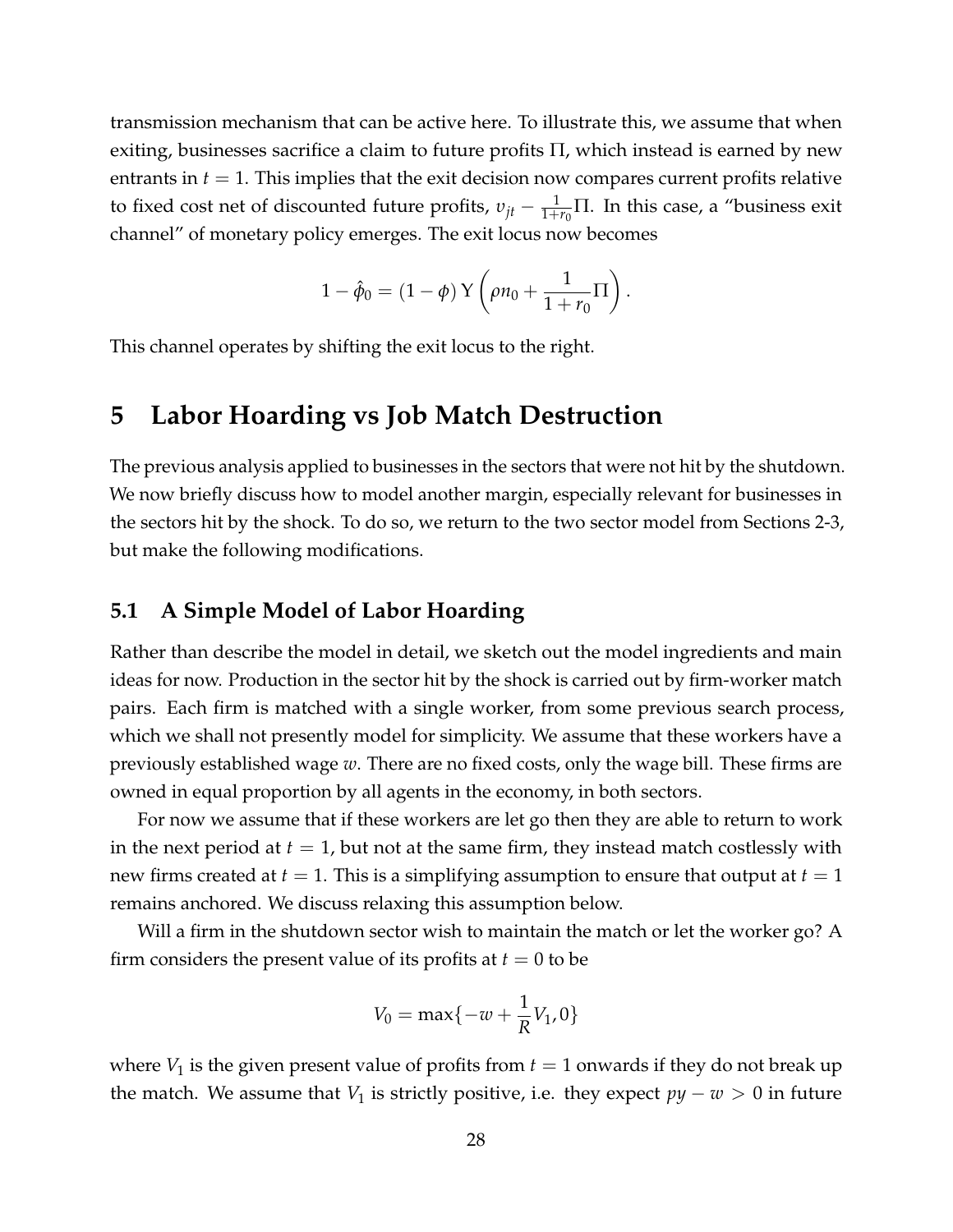transmission mechanism that can be active here. To illustrate this, we assume that when exiting, businesses sacrifice a claim to future profits $\Pi$, which instead is earned by new entrants in $t = 1$. This implies that the exit decision now compares current profits relative to fixed cost net of discounted future profits, $v_{jt} - \frac{1}{1+r_0}\Pi$. In this case, a "business exit channel" of monetary policy emerges. The exit locus now becomes

$$1 - \hat{\phi}_0 = (1 - \phi) \Upsilon \left( \rho n_0 + \frac{1}{1 + r_0} \Pi \right).$$

This channel operates by shifting the exit locus to the right.

# 5 Labor Hoarding vs Job Match Destruction

The previous analysis applied to businesses in the sectors that were not hit by the shutdown. We now briefly discuss how to model another margin, especially relevant for businesses in the sectors hit by the shock. To do so, we return to the two sector model from Sections 2-3, but make the following modifications.

## 5.1 A Simple Model of Labor Hoarding

Rather than describe the model in detail, we sketch out the model ingredients and main ideas for now. Production in the sector hit by the shock is carried out by firm-worker match pairs. Each firm is matched with a single worker, from some previous search process, which we shall not presently model for simplicity. We assume that these workers have a previously established wage $w$. There are no fixed costs, only the wage bill. These firms are owned in equal proportion by all agents in the economy, in both sectors.

For now we assume that if these workers are let go then they are able to return to work in the next period at $t = 1$, but not at the same firm, they instead match costlessly with new firms created at $t = 1$. This is a simplifying assumption to ensure that output at $t = 1$ remains anchored. We discuss relaxing this assumption below.

Will a firm in the shutdown sector wish to maintain the match or let the worker go? A firm considers the present value of its profits at $t = 0$ to be

$$V_0 = \max\{-w + \frac{1}{R} V_1, 0\}$$

where $V_1$ is the given present value of profits from $t = 1$ onwards if they do not break up the match. We assume that $V_1$ is strictly positive, i.e. they expect $py - w > 0$ in future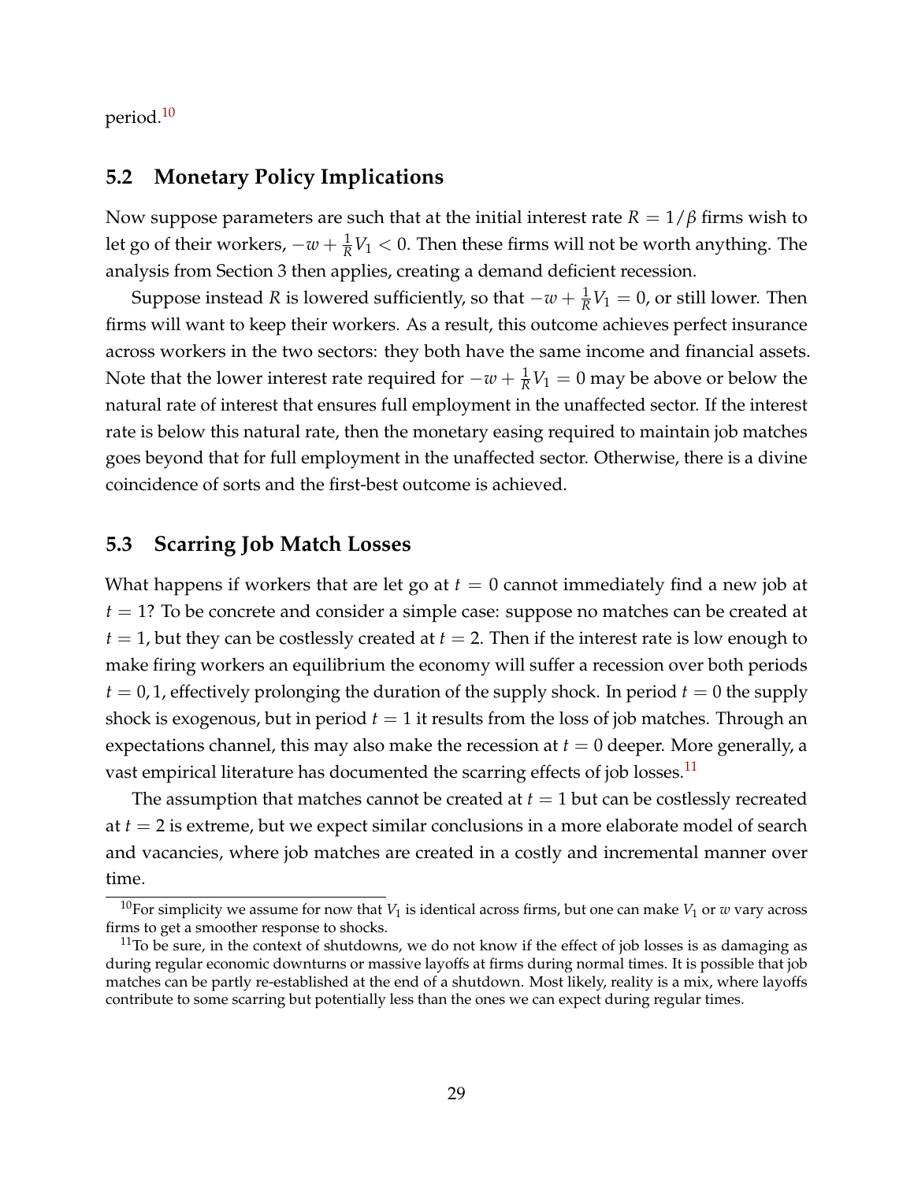period.[10]

## 5.2 Monetary Policy Implications

Now suppose parameters are such that at the initial interest rate $R = 1/\beta$ firms wish to let go of their workers, $-w + \frac{1}{R}V_1 < 0$. Then these firms will not be worth anything. The analysis from Section 3 then applies, creating a demand deficient recession.

Suppose instead $R$ is lowered sufficiently, so that $-w + \frac{1}{R}V_1 = 0$, or still lower. Then firms will want to keep their workers. As a result, this outcome achieves perfect insurance across workers in the two sectors: they both have the same income and financial assets. Note that the lower interest rate required for $-w + \frac{1}{R}V_1 = 0$ may be above or below the natural rate of interest that ensures full employment in the unaffected sector. If the interest rate is below this natural rate, then the monetary easing required to maintain job matches goes beyond that for full employment in the unaffected sector. Otherwise, there is a divine coincidence of sorts and the first-best outcome is achieved.

## 5.3 Scarring Job Match Losses

What happens if workers that are let go at $t = 0$ cannot immediately find a new job at $t = 1$? To be concrete and consider a simple case: suppose no matches can be created at $t = 1$, but they can be costlessly created at $t = 2$. Then if the interest rate is low enough to make firing workers an equilibrium the economy will suffer a recession over both periods $t = 0, 1$, effectively prolonging the duration of the supply shock. In period $t = 0$ the supply shock is exogenous, but in period $t = 1$ it results from the loss of job matches. Through an expectations channel, this may also make the recession at $t = 0$ deeper. More generally, a vast empirical literature has documented the scarring effects of job losses.[11]

The assumption that matches cannot be created at $t = 1$ but can be costlessly recreated at $t = 2$ is extreme, but we expect similar conclusions in a more elaborate model of search and vacancies, where job matches are created in a costly and incremental manner over time.

[10]For simplicity we assume for now that $V_1$ is identical across firms, but one can make $V_1$ or $w$ vary across firms to get a smoother response to shocks.

[11]To be sure, in the context of shutdowns, we do not know if the effect of job losses is as damaging as during regular economic downturns or massive layoffs at firms during normal times. It is possible that job matches can be partly re-established at the end of a shutdown. Most likely, reality is a mix, where layoffs contribute to some scarring but potentially less than the ones we can expect during regular times.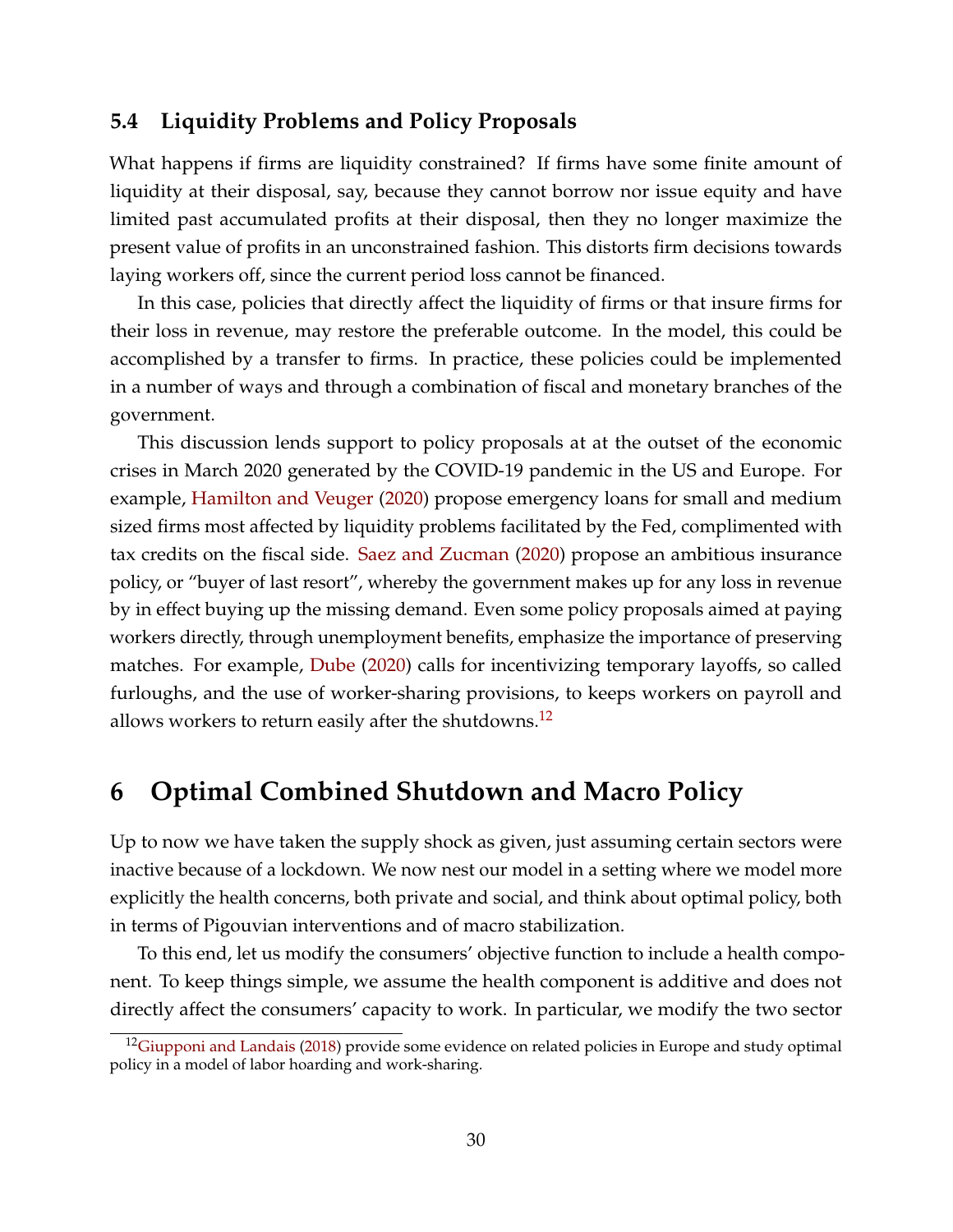### 5.4 Liquidity Problems and Policy Proposals

What happens if firms are liquidity constrained? If firms have some finite amount of liquidity at their disposal, say, because they cannot borrow nor issue equity and have limited past accumulated profits at their disposal, then they no longer maximize the present value of profits in an unconstrained fashion. This distorts firm decisions towards laying workers off, since the current period loss cannot be financed.

In this case, policies that directly affect the liquidity of firms or that insure firms for their loss in revenue, may restore the preferable outcome. In the model, this could be accomplished by a transfer to firms. In practice, these policies could be implemented in a number of ways and through a combination of fiscal and monetary branches of the government.

This discussion lends support to policy proposals at at the outset of the economic crises in March 2020 generated by the COVID-19 pandemic in the US and Europe. For example, Hamilton and Veuger (2020) propose emergency loans for small and medium sized firms most affected by liquidity problems facilitated by the Fed, complimented with tax credits on the fiscal side. Saez and Zucman (2020) propose an ambitious insurance policy, or "buyer of last resort", whereby the government makes up for any loss in revenue by in effect buying up the missing demand. Even some policy proposals aimed at paying workers directly, through unemployment benefits, emphasize the importance of preserving matches. For example, Dube (2020) calls for incentivizing temporary layoffs, so called furloughs, and the use of worker-sharing provisions, to keeps workers on payroll and allows workers to return easily after the shutdowns.[12]

# 6 Optimal Combined Shutdown and Macro Policy

Up to now we have taken the supply shock as given, just assuming certain sectors were inactive because of a lockdown. We now nest our model in a setting where we model more explicitly the health concerns, both private and social, and think about optimal policy, both in terms of Pigouvian interventions and of macro stabilization.

To this end, let us modify the consumers' objective function to include a health component. To keep things simple, we assume the health component is additive and does not directly affect the consumers' capacity to work. In particular, we modify the two sector

[12] Giupponi and Landais (2018) provide some evidence on related policies in Europe and study optimal policy in a model of labor hoarding and work-sharing.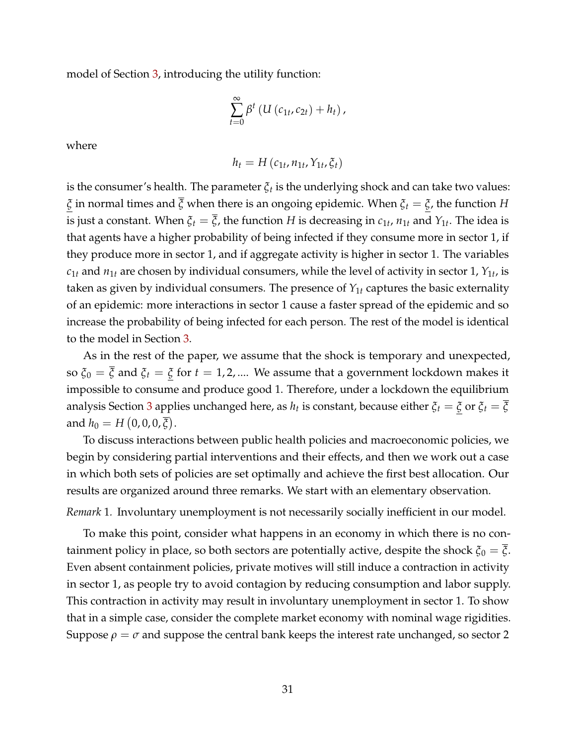model of Section 3, introducing the utility function:

$$\sum_{t=0}^{\infty} \beta^t \left( U \left( c_{1t}, c_{2t} \right) + h_t \right),$$

where

$$h_t = H \left( c_{1t}, n_{1t}, Y_{1t}, \xi_t \right)$$

is the consumer's health. The parameter $\xi_t$ is the underlying shock and can take two values: $\underline{\xi}$ in normal times and $\overline{\xi}$ when there is an ongoing epidemic. When $\xi_t = \underline{\xi}$, the function $H$ is just a constant. When $\xi_t = \overline{\xi}$, the function $H$ is decreasing in $c_{1t}$, $n_{1t}$ and $Y_{1t}$. The idea is that agents have a higher probability of being infected if they consume more in sector 1, if they produce more in sector 1, and if aggregate activity is higher in sector 1. The variables $c_{1t}$ and $n_{1t}$ are chosen by individual consumers, while the level of activity in sector 1, $Y_{1t}$, is taken as given by individual consumers. The presence of $Y_{1t}$ captures the basic externality of an epidemic: more interactions in sector 1 cause a faster spread of the epidemic and so increase the probability of being infected for each person. The rest of the model is identical to the model in Section 3.

As in the rest of the paper, we assume that the shock is temporary and unexpected, so $\xi_0 = \overline{\xi}$ and $\xi_t = \underline{\xi}$ for $t = 1, 2, ....$ We assume that a government lockdown makes it impossible to consume and produce good 1. Therefore, under a lockdown the equilibrium analysis Section 3 applies unchanged here, as $h_t$ is constant, because either $\xi_t = \underline{\xi}$ or $\xi_t = \overline{\xi}$ and $h_0 = H\left(0, 0, 0, \overline{\xi}\right)$.

To discuss interactions between public health policies and macroeconomic policies, we begin by considering partial interventions and their effects, and then we work out a case in which both sets of policies are set optimally and achieve the first best allocation. Our results are organized around three remarks. We start with an elementary observation.

*Remark* 1. Involuntary unemployment is not necessarily socially inefficient in our model.

To make this point, consider what happens in an economy in which there is no containment policy in place, so both sectors are potentially active, despite the shock $\xi_0 = \overline{\xi}$. Even absent containment policies, private motives will still induce a contraction in activity in sector 1, as people try to avoid contagion by reducing consumption and labor supply. This contraction in activity may result in involuntary unemployment in sector 1. To show that in a simple case, consider the complete market economy with nominal wage rigidities. Suppose $\rho = \sigma$ and suppose the central bank keeps the interest rate unchanged, so sector 2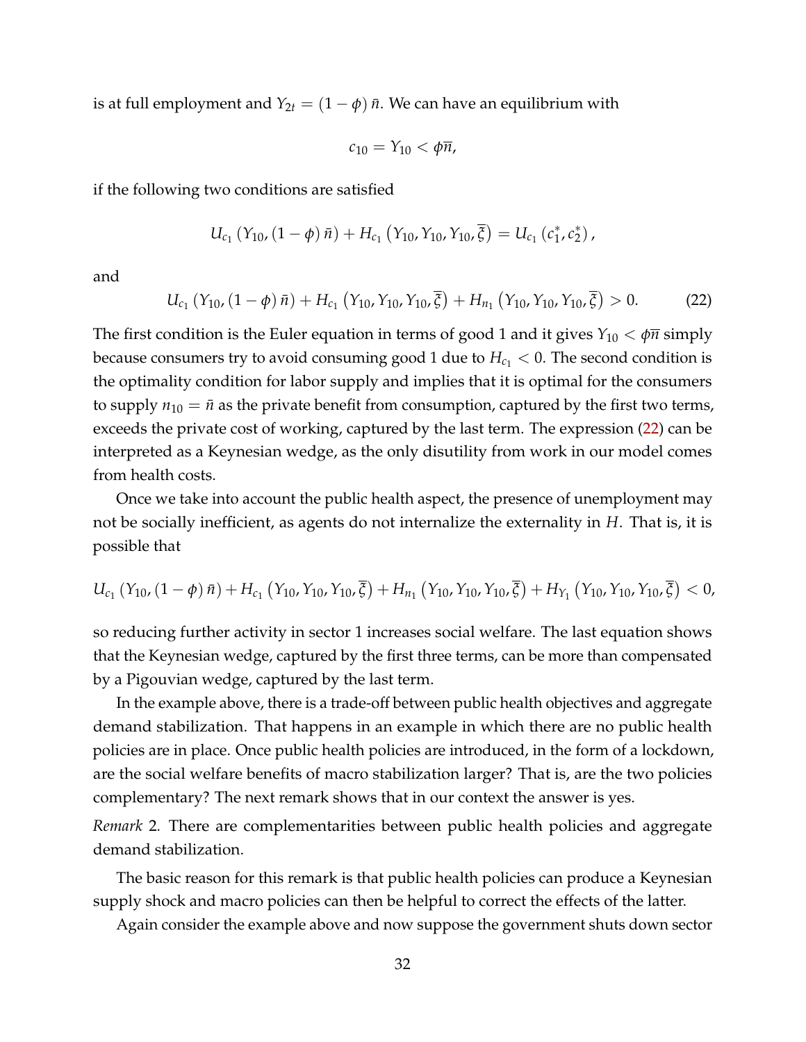is at full employment and $Y_{2t} = (1-\phi)\bar{n}$. We can have an equilibrium with

$$c_{10} = Y_{10} < \phi\overline{n},$$

if the following two conditions are satisfied

$$U_{c_1}(Y_{10}, (1-\phi)\bar{n}) + H_{c_1}\left(Y_{10}, Y_{10}, Y_{10}, \overline{\overline{\xi}}\right) = U_{c_1}(c_1^*, c_2^*),$$

and

$$U_{c_1}(Y_{10}, (1-\phi)\bar{n}) + H_{c_1}\left(Y_{10}, Y_{10}, Y_{10}, \overline{\overline{\xi}}\right) + H_{n_1}\left(Y_{10}, Y_{10}, Y_{10}, \overline{\overline{\xi}}\right) > 0. \tag{22}$$

The first condition is the Euler equation in terms of good 1 and it gives $Y_{10} < \phi\overline{n}$ simply because consumers try to avoid consuming good 1 due to $H_{c_1} < 0$. The second condition is the optimality condition for labor supply and implies that it is optimal for the consumers to supply $n_{10} = \bar{n}$ as the private benefit from consumption, captured by the first two terms, exceeds the private cost of working, captured by the last term. The expression (22) can be interpreted as a Keynesian wedge, as the only disutility from work in our model comes from health costs.

Once we take into account the public health aspect, the presence of unemployment may not be socially inefficient, as agents do not internalize the externality in $H$. That is, it is possible that

$$U_{c_1}(Y_{10}, (1-\phi)\bar{n}) + H_{c_1}\left(Y_{10}, Y_{10}, Y_{10}, \overline{\overline{\xi}}\right) + H_{n_1}\left(Y_{10}, Y_{10}, Y_{10}, \overline{\overline{\xi}}\right) + H_{Y_1}\left(Y_{10}, Y_{10}, Y_{10}, \overline{\overline{\xi}}\right) < 0,$$

so reducing further activity in sector 1 increases social welfare. The last equation shows that the Keynesian wedge, captured by the first three terms, can be more than compensated by a Pigouvian wedge, captured by the last term.

In the example above, there is a trade-off between public health objectives and aggregate demand stabilization. That happens in an example in which there are no public health policies are in place. Once public health policies are introduced, in the form of a lockdown, are the social welfare benefits of macro stabilization larger? That is, are the two policies complementary? The next remark shows that in our context the answer is yes.

*Remark* 2. There are complementarities between public health policies and aggregate demand stabilization.

The basic reason for this remark is that public health policies can produce a Keynesian supply shock and macro policies can then be helpful to correct the effects of the latter.

Again consider the example above and now suppose the government shuts down sector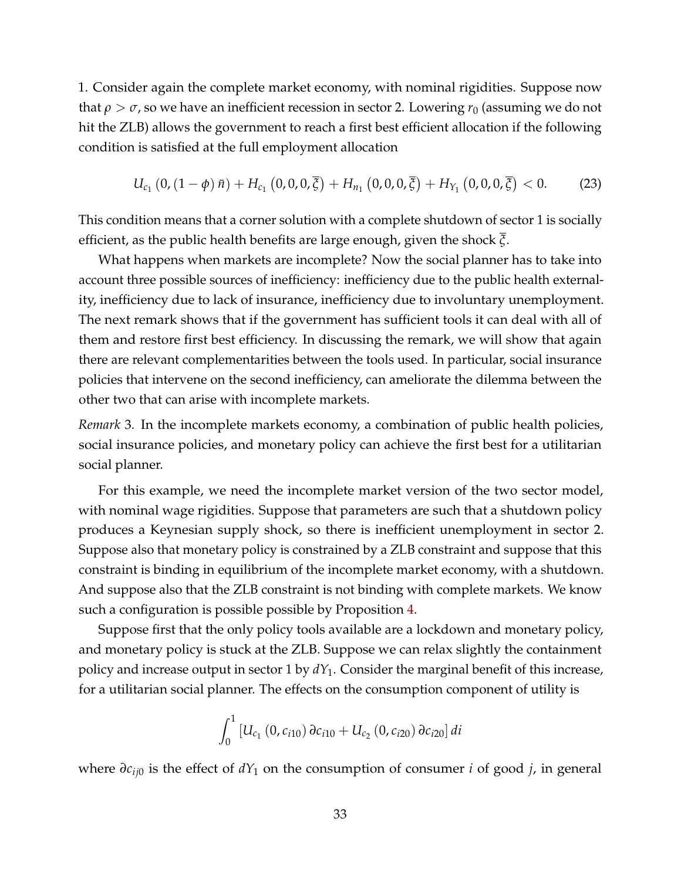1. Consider again the complete market economy, with nominal rigidities. Suppose now that $\rho > \sigma$, so we have an inefficient recession in sector 2. Lowering $r_0$ (assuming we do not hit the ZLB) allows the government to reach a first best efficient allocation if the following condition is satisfied at the full employment allocation

$$U_{c_1}\left(0,(1-\phi)\,\bar{n}\right)+H_{c_1}\left(0,0,0,\overline{\xi}\right)+H_{n_1}\left(0,0,0,\overline{\xi}\right)+H_{Y_1}\left(0,0,0,\overline{\xi}\right)<0. \tag{23}$$

This condition means that a corner solution with a complete shutdown of sector 1 is socially efficient, as the public health benefits are large enough, given the shock $\overline{\xi}$.

What happens when markets are incomplete? Now the social planner has to take into account three possible sources of inefficiency: inefficiency due to the public health externality, inefficiency due to lack of insurance, inefficiency due to involuntary unemployment. The next remark shows that if the government has sufficient tools it can deal with all of them and restore first best efficiency. In discussing the remark, we will show that again there are relevant complementarities between the tools used. In particular, social insurance policies that intervene on the second inefficiency, can ameliorate the dilemma between the other two that can arise with incomplete markets.

*Remark* 3. In the incomplete markets economy, a combination of public health policies, social insurance policies, and monetary policy can achieve the first best for a utilitarian social planner.

For this example, we need the incomplete market version of the two sector model, with nominal wage rigidities. Suppose that parameters are such that a shutdown policy produces a Keynesian supply shock, so there is inefficient unemployment in sector 2. Suppose also that monetary policy is constrained by a ZLB constraint and suppose that this constraint is binding in equilibrium of the incomplete market economy, with a shutdown. And suppose also that the ZLB constraint is not binding with complete markets. We know such a configuration is possible possible by Proposition 4.

Suppose first that the only policy tools available are a lockdown and monetary policy, and monetary policy is stuck at the ZLB. Suppose we can relax slightly the containment policy and increase output in sector 1 by $dY_1$. Consider the marginal benefit of this increase, for a utilitarian social planner. The effects on the consumption component of utility is

$$\int_0^1 \left[U_{c_1}\left(0,c_{i10}\right)\partial c_{i10}+U_{c_2}\left(0,c_{i20}\right)\partial c_{i20}\right]di$$

where $\partial c_{ij0}$ is the effect of $dY_1$ on the consumption of consumer $i$ of good $j$, in general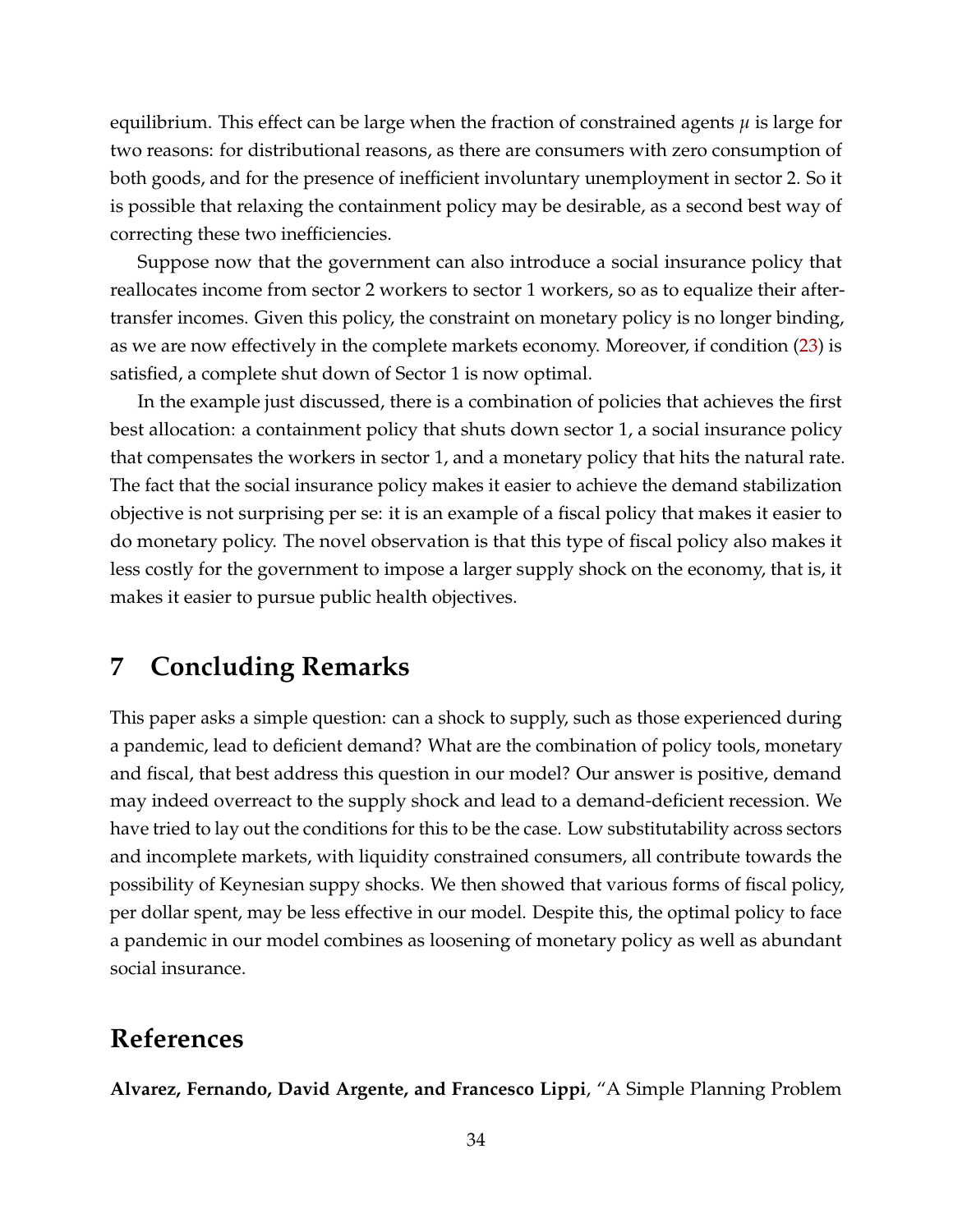equilibrium. This effect can be large when the fraction of constrained agents $\mu$ is large for two reasons: for distributional reasons, as there are consumers with zero consumption of both goods, and for the presence of inefficient involuntary unemployment in sector 2. So it is possible that relaxing the containment policy may be desirable, as a second best way of correcting these two inefficiencies.

Suppose now that the government can also introduce a social insurance policy that reallocates income from sector 2 workers to sector 1 workers, so as to equalize their after-transfer incomes. Given this policy, the constraint on monetary policy is no longer binding, as we are now effectively in the complete markets economy. Moreover, if condition (23) is satisfied, a complete shut down of Sector 1 is now optimal.

In the example just discussed, there is a combination of policies that achieves the first best allocation: a containment policy that shuts down sector 1, a social insurance policy that compensates the workers in sector 1, and a monetary policy that hits the natural rate. The fact that the social insurance policy makes it easier to achieve the demand stabilization objective is not surprising per se: it is an example of a fiscal policy that makes it easier to do monetary policy. The novel observation is that this type of fiscal policy also makes it less costly for the government to impose a larger supply shock on the economy, that is, it makes it easier to pursue public health objectives.

# 7 Concluding Remarks

This paper asks a simple question: can a shock to supply, such as those experienced during a pandemic, lead to deficient demand? What are the combination of policy tools, monetary and fiscal, that best address this question in our model? Our answer is positive, demand may indeed overreact to the supply shock and lead to a demand-deficient recession. We have tried to lay out the conditions for this to be the case. Low substitutability across sectors and incomplete markets, with liquidity constrained consumers, all contribute towards the possibility of Keynesian suppy shocks. We then showed that various forms of fiscal policy, per dollar spent, may be less effective in our model. Despite this, the optimal policy to face a pandemic in our model combines as loosening of monetary policy as well as abundant social insurance.

# References

**Alvarez, Fernando, David Argente, and Francesco Lippi**, "A Simple Planning Problem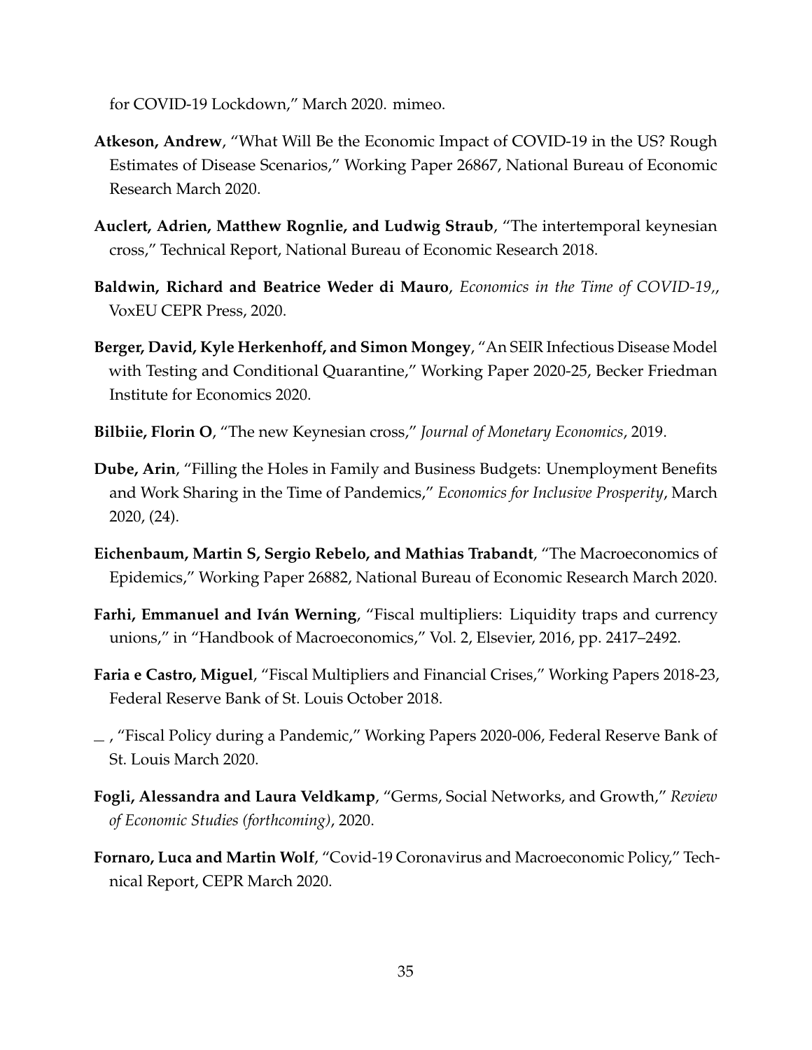for COVID-19 Lockdown," March 2020. mimeo.

**Atkeson, Andrew**, "What Will Be the Economic Impact of COVID-19 in the US? Rough Estimates of Disease Scenarios," Working Paper 26867, National Bureau of Economic Research March 2020.

**Auclert, Adrien, Matthew Rognlie, and Ludwig Straub**, "The intertemporal keynesian cross," Technical Report, National Bureau of Economic Research 2018.

**Baldwin, Richard and Beatrice Weder di Mauro**, *Economics in the Time of COVID-19*,, VoxEU CEPR Press, 2020.

**Berger, David, Kyle Herkenhoff, and Simon Mongey**, "An SEIR Infectious Disease Model with Testing and Conditional Quarantine," Working Paper 2020-25, Becker Friedman Institute for Economics 2020.

**Bilbiie, Florin O**, "The new Keynesian cross," *Journal of Monetary Economics*, 2019.

**Dube, Arin**, "Filling the Holes in Family and Business Budgets: Unemployment Benefits and Work Sharing in the Time of Pandemics," *Economics for Inclusive Prosperity*, March 2020, (24).

**Eichenbaum, Martin S, Sergio Rebelo, and Mathias Trabandt**, "The Macroeconomics of Epidemics," Working Paper 26882, National Bureau of Economic Research March 2020.

**Farhi, Emmanuel and Iván Werning**, "Fiscal multipliers: Liquidity traps and currency unions," in "Handbook of Macroeconomics," Vol. 2, Elsevier, 2016, pp. 2417–2492.

**Faria e Castro, Miguel**, "Fiscal Multipliers and Financial Crises," Working Papers 2018-23, Federal Reserve Bank of St. Louis October 2018.

\_ , "Fiscal Policy during a Pandemic," Working Papers 2020-006, Federal Reserve Bank of St. Louis March 2020.

**Fogli, Alessandra and Laura Veldkamp**, "Germs, Social Networks, and Growth," *Review of Economic Studies (forthcoming)*, 2020.

**Fornaro, Luca and Martin Wolf**, "Covid-19 Coronavirus and Macroeconomic Policy," Technical Report, CEPR March 2020.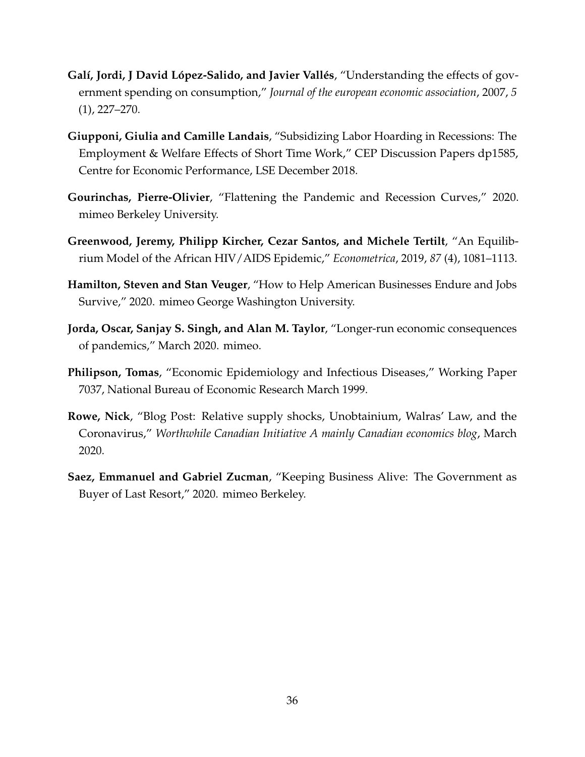**Galí, Jordi, J David López-Salido, and Javier Vallés**, "Understanding the effects of government spending on consumption," *Journal of the european economic association*, 2007, *5* (1), 227–270.

**Giupponi, Giulia and Camille Landais**, "Subsidizing Labor Hoarding in Recessions: The Employment & Welfare Effects of Short Time Work," CEP Discussion Papers dp1585, Centre for Economic Performance, LSE December 2018.

**Gourinchas, Pierre-Olivier**, "Flattening the Pandemic and Recession Curves," 2020. mimeo Berkeley University.

**Greenwood, Jeremy, Philipp Kircher, Cezar Santos, and Michele Tertilt**, "An Equilibrium Model of the African HIV/AIDS Epidemic," *Econometrica*, 2019, *87* (4), 1081–1113.

**Hamilton, Steven and Stan Veuger**, "How to Help American Businesses Endure and Jobs Survive," 2020. mimeo George Washington University.

**Jorda, Oscar, Sanjay S. Singh, and Alan M. Taylor**, "Longer-run economic consequences of pandemics," March 2020. mimeo.

**Philipson, Tomas**, "Economic Epidemiology and Infectious Diseases," Working Paper 7037, National Bureau of Economic Research March 1999.

**Rowe, Nick**, "Blog Post: Relative supply shocks, Unobtainium, Walras' Law, and the Coronavirus," *Worthwhile Canadian Initiative A mainly Canadian economics blog*, March 2020.

**Saez, Emmanuel and Gabriel Zucman**, "Keeping Business Alive: The Government as Buyer of Last Resort," 2020. mimeo Berkeley.